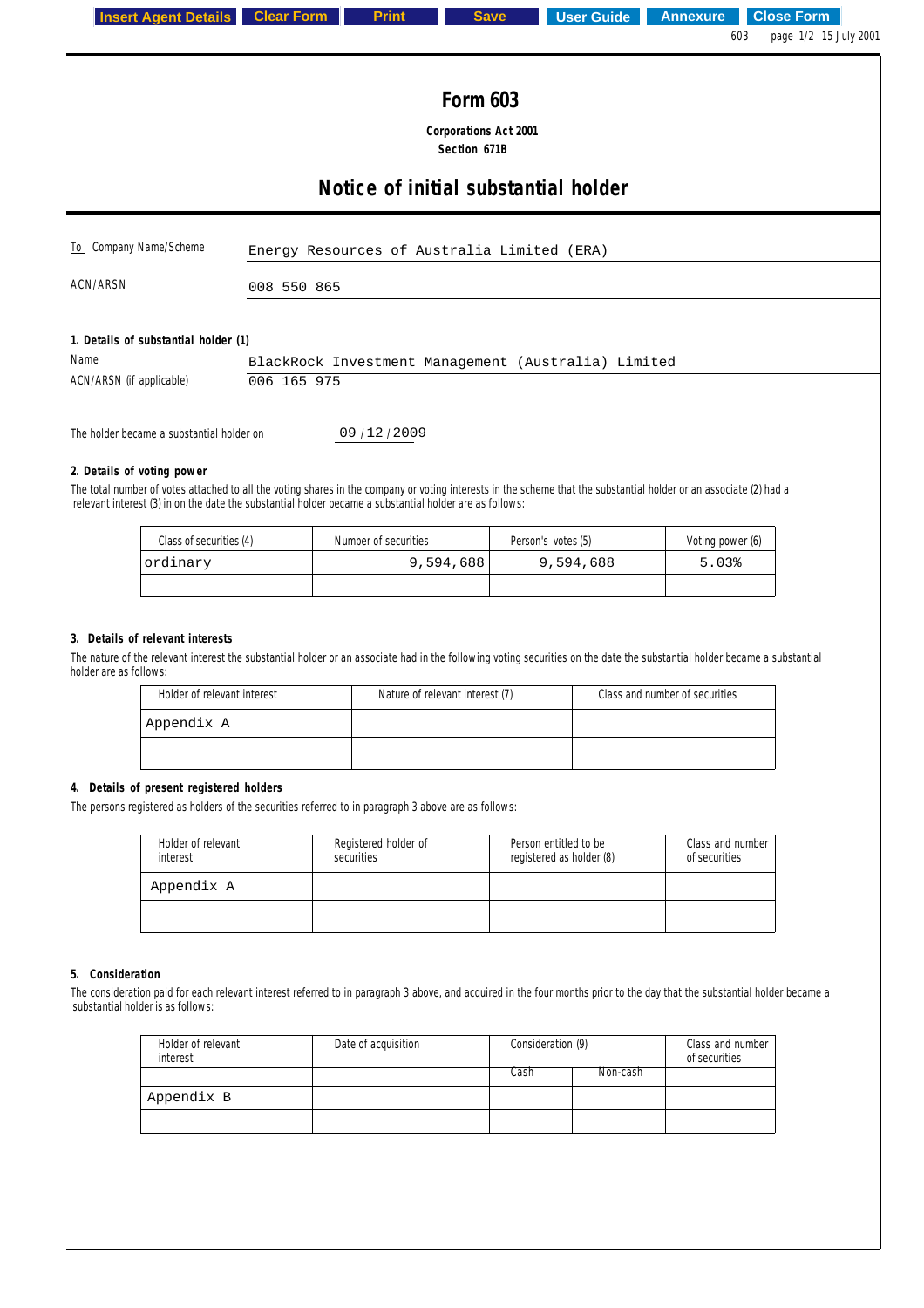# Form 603

**Corporations Act 2001**
**Section 671B**

## Notice of initial substantial holder

| | |
|---|---|
| To Company Name/Scheme | Energy Resources of Australia Limited (ERA) |
| ACN/ARSN | 008 550 865 |

**1. Details of substantial holder (1)**

| | |
|---|---|
| Name | BlackRock Investment Management (Australia) Limited |
| ACN/ARSN (if applicable) | 006 165 975 |

The holder became a substantial holder on 09 / 12 / 2009

**2. Details of voting power**

The total number of votes attached to all the voting shares in the company or voting interests in the scheme that the substantial holder or an associate (2) had a relevant interest (3) in on the date the substantial holder became a substantial holder are as follows:

| Class of securities (4) | Number of securities | Person's votes (5) | Voting power (6) |
|---|---|---|---|
| ordinary | 9,594,688 | 9,594,688 | 5.03% |
| | | | |

**3. Details of relevant interests**

The nature of the relevant interest the substantial holder or an associate had in the following voting securities on the date the substantial holder became a substantial holder are as follows:

| Holder of relevant interest | Nature of relevant interest (7) | Class and number of securities |
|---|---|---|
| Appendix A | | |
| | | |

**4. Details of present registered holders**

The persons registered as holders of the securities referred to in paragraph 3 above are as follows:

| Holder of relevant interest | Registered holder of securities | Person entitled to be registered as holder (8) | Class and number of securities |
|---|---|---|---|
| Appendix A | | | |
| | | | |

**5. Consideration**

The consideration paid for each relevant interest referred to in paragraph 3 above, and acquired in the four months prior to the day that the substantial holder became a substantial holder is as follows:

| Holder of relevant interest | Date of acquisition | Consideration (9) | | Class and number of securities |
|---|---|---|---|---|
| | | Cash | Non-cash | |
| Appendix B | | | | |
| | | | | |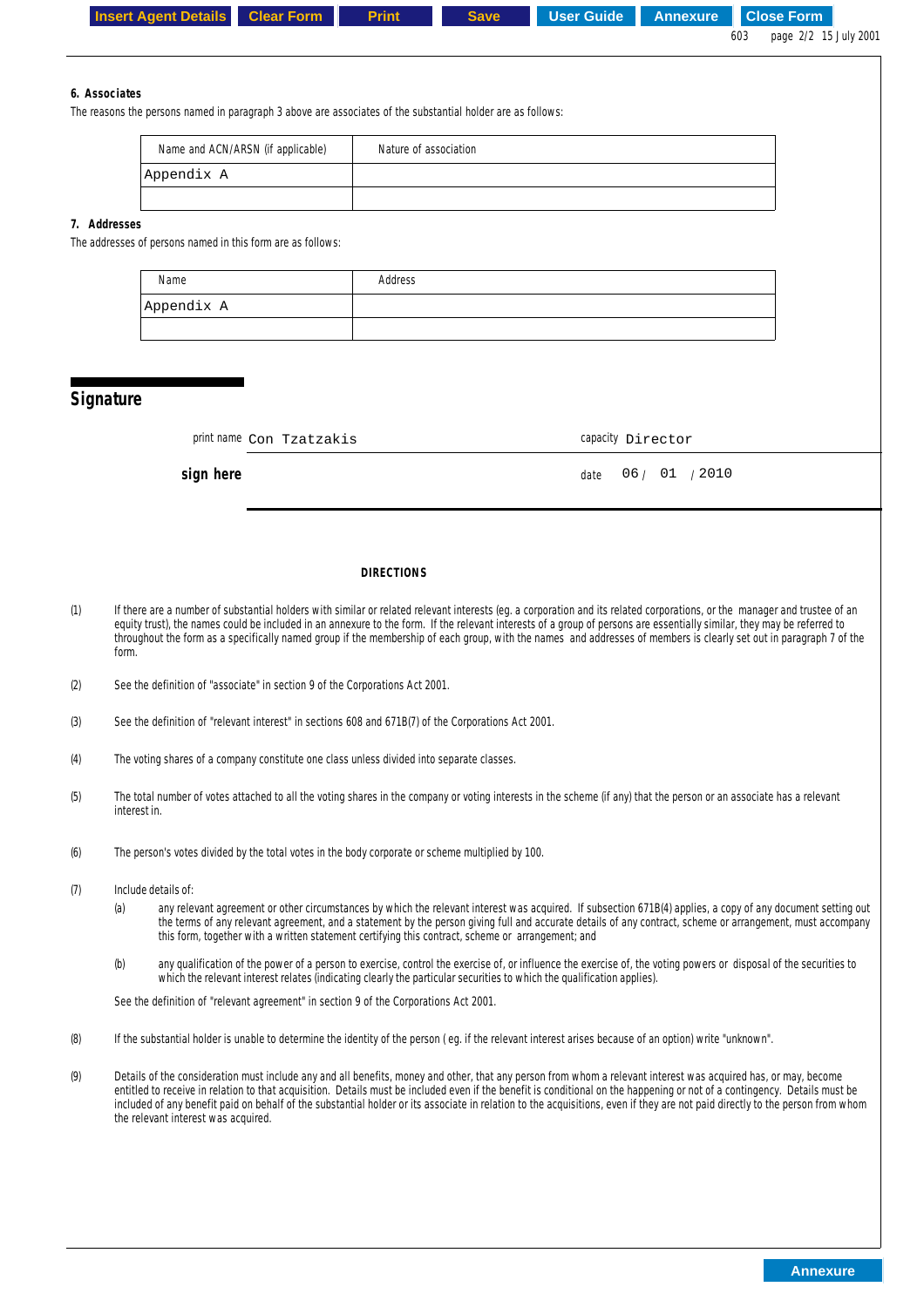### 6. Associates

The reasons the persons named in paragraph 3 above are associates of the substantial holder are as follows:

| Name and ACN/ARSN (if applicable) | Nature of association |
|---|---|
| Appendix A | |
| | |

### 7. Addresses

The addresses of persons named in this form are as follows:

| Name | Address |
|---|---|
| Appendix A | |
| | |

## Signature

print name Con Tzatzakis capacity Director

**sign here** date 06 / 01 / 2010

**DIRECTIONS**

(1) If there are a number of substantial holders with similar or related relevant interests (eg. a corporation and its related corporations, or the manager and trustee of an equity trust), the names could be included in an annexure to the form. If the relevant interests of a group of persons are essentially similar, they may be referred to throughout the form as a specifically named group if the membership of each group, with the names and addresses of members is clearly set out in paragraph 7 of the form.

(2) See the definition of "associate" in section 9 of the Corporations Act 2001.

(3) See the definition of "relevant interest" in sections 608 and 671B(7) of the Corporations Act 2001.

(4) The voting shares of a company constitute one class unless divided into separate classes.

(5) The total number of votes attached to all the voting shares in the company or voting interests in the scheme (if any) that the person or an associate has a relevant interest in.

(6) The person's votes divided by the total votes in the body corporate or scheme multiplied by 100.

(7) Include details of:

(a) any relevant agreement or other circumstances by which the relevant interest was acquired. If subsection 671B(4) applies, a copy of any document setting out the terms of any relevant agreement, and a statement by the person giving full and accurate details of any contract, scheme or arrangement, must accompany this form, together with a written statement certifying this contract, scheme or arrangement; and

(b) any qualification of the power of a person to exercise, control the exercise of, or influence the exercise of, the voting powers or disposal of the securities to which the relevant interest relates (indicating clearly the particular securities to which the qualification applies).

See the definition of "relevant agreement" in section 9 of the Corporations Act 2001.

(8) If the substantial holder is unable to determine the identity of the person ( eg. if the relevant interest arises because of an option) write "unknown".

(9) Details of the consideration must include any and all benefits, money and other, that any person from whom a relevant interest was acquired has, or may, become entitled to receive in relation to that acquisition. Details must be included even if the benefit is conditional on the happening or not of a contingency. Details must be included of any benefit paid on behalf of the substantial holder or its associate in relation to the acquisitions, even if they are not paid directly to the person from whom the relevant interest was acquired.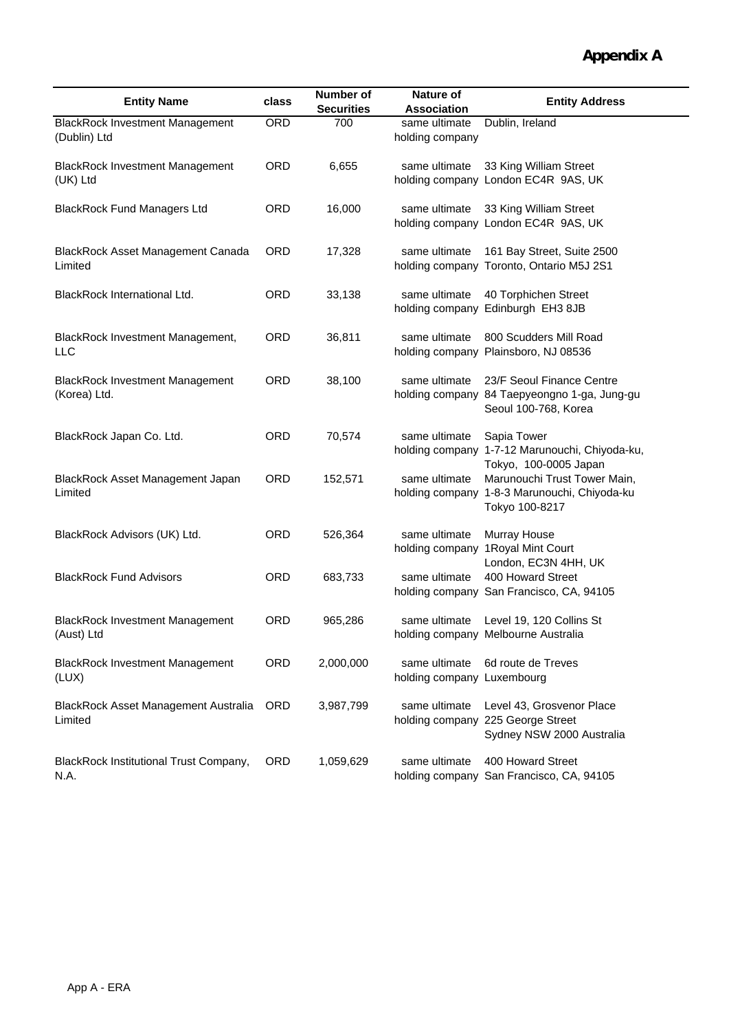# Appendix A

| Entity Name | class | Number of Securities | Nature of Association | Entity Address |
|---|---|---|---|---|
| BlackRock Investment Management (Dublin) Ltd | ORD | 700 | same ultimate holding company | Dublin, Ireland |
| BlackRock Investment Management (UK) Ltd | ORD | 6,655 | same ultimate holding company | 33 King William Street London EC4R 9AS, UK |
| BlackRock Fund Managers Ltd | ORD | 16,000 | same ultimate holding company | 33 King William Street London EC4R 9AS, UK |
| BlackRock Asset Management Canada Limited | ORD | 17,328 | same ultimate holding company | 161 Bay Street, Suite 2500 Toronto, Ontario M5J 2S1 |
| BlackRock International Ltd. | ORD | 33,138 | same ultimate holding company | 40 Torphichen Street Edinburgh EH3 8JB |
| BlackRock Investment Management, LLC | ORD | 36,811 | same ultimate holding company | 800 Scudders Mill Road Plainsboro, NJ 08536 |
| BlackRock Investment Management (Korea) Ltd. | ORD | 38,100 | same ultimate holding company | 23/F Seoul Finance Centre 84 Taepyeongno 1-ga, Jung-gu Seoul 100-768, Korea |
| BlackRock Japan Co. Ltd. | ORD | 70,574 | same ultimate holding company | Sapia Tower 1-7-12 Marunouchi, Chiyoda-ku, Tokyo, 100-0005 Japan |
| BlackRock Asset Management Japan Limited | ORD | 152,571 | same ultimate holding company | Marunouchi Trust Tower Main, 1-8-3 Marunouchi, Chiyoda-ku Tokyo 100-8217 |
| BlackRock Advisors (UK) Ltd. | ORD | 526,364 | same ultimate holding company | Murray House 1Royal Mint Court London, EC3N 4HH, UK |
| BlackRock Fund Advisors | ORD | 683,733 | same ultimate holding company | 400 Howard Street San Francisco, CA, 94105 |
| BlackRock Investment Management (Aust) Ltd | ORD | 965,286 | same ultimate holding company | Level 19, 120 Collins St Melbourne Australia |
| BlackRock Investment Management (LUX) | ORD | 2,000,000 | same ultimate holding company | 6d route de Treves Luxembourg |
| BlackRock Asset Management Australia Limited | ORD | 3,987,799 | same ultimate holding company | Level 43, Grosvenor Place 225 George Street Sydney NSW 2000 Australia |
| BlackRock Institutional Trust Company, N.A. | ORD | 1,059,629 | same ultimate holding company | 400 Howard Street San Francisco, CA, 94105 |

App A - ERA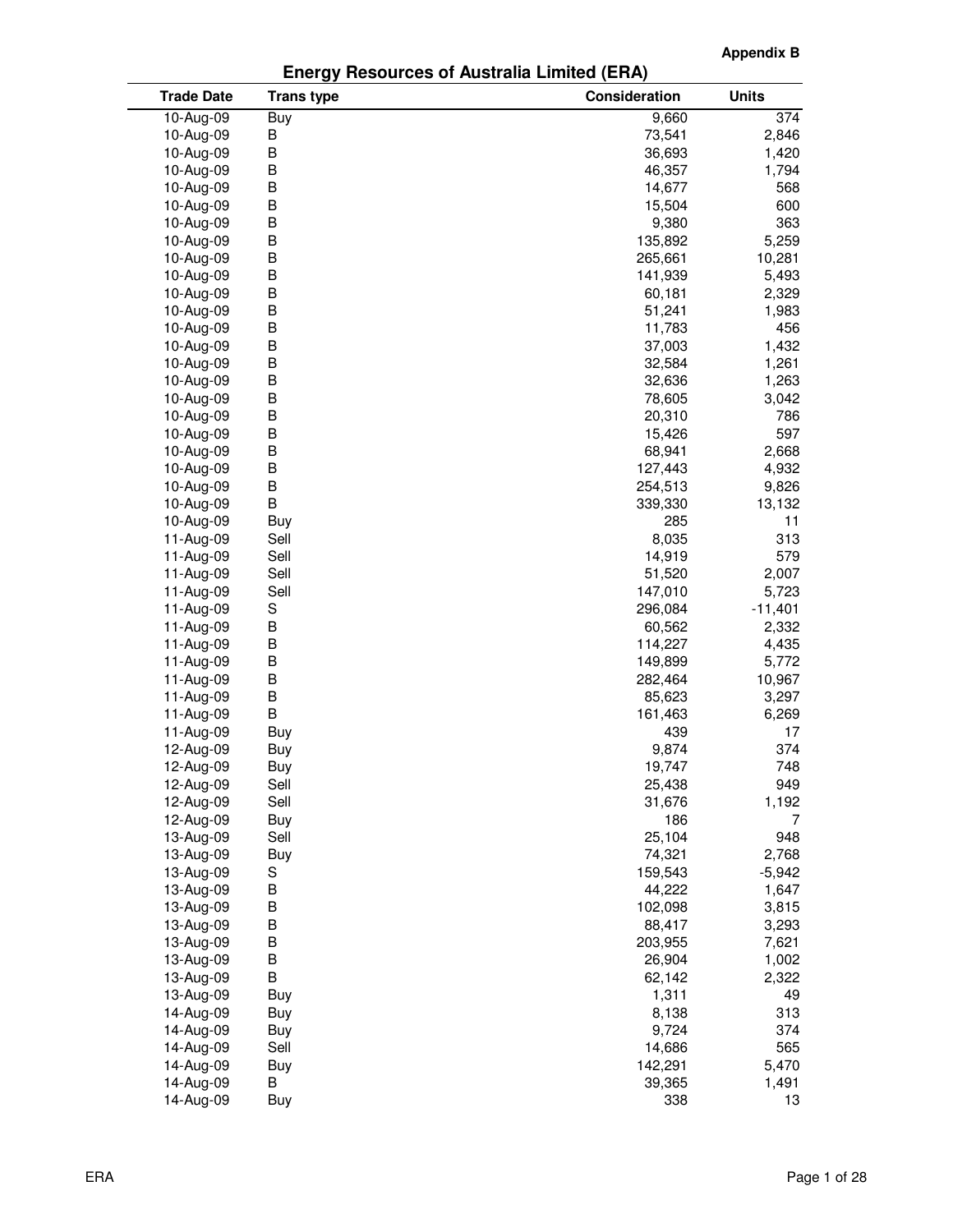**Appendix B**

## Energy Resources of Australia Limited (ERA)

| Trade Date | Trans type | Consideration | Units |
|---|---|---|---|
| 10-Aug-09 | Buy | 9,660 | 374 |
| 10-Aug-09 | B | 73,541 | 2,846 |
| 10-Aug-09 | B | 36,693 | 1,420 |
| 10-Aug-09 | B | 46,357 | 1,794 |
| 10-Aug-09 | B | 14,677 | 568 |
| 10-Aug-09 | B | 15,504 | 600 |
| 10-Aug-09 | B | 9,380 | 363 |
| 10-Aug-09 | B | 135,892 | 5,259 |
| 10-Aug-09 | B | 265,661 | 10,281 |
| 10-Aug-09 | B | 141,939 | 5,493 |
| 10-Aug-09 | B | 60,181 | 2,329 |
| 10-Aug-09 | B | 51,241 | 1,983 |
| 10-Aug-09 | B | 11,783 | 456 |
| 10-Aug-09 | B | 37,003 | 1,432 |
| 10-Aug-09 | B | 32,584 | 1,261 |
| 10-Aug-09 | B | 32,636 | 1,263 |
| 10-Aug-09 | B | 78,605 | 3,042 |
| 10-Aug-09 | B | 20,310 | 786 |
| 10-Aug-09 | B | 15,426 | 597 |
| 10-Aug-09 | B | 68,941 | 2,668 |
| 10-Aug-09 | B | 127,443 | 4,932 |
| 10-Aug-09 | B | 254,513 | 9,826 |
| 10-Aug-09 | B | 339,330 | 13,132 |
| 10-Aug-09 | Buy | 285 | 11 |
| 11-Aug-09 | Sell | 8,035 | 313 |
| 11-Aug-09 | Sell | 14,919 | 579 |
| 11-Aug-09 | Sell | 51,520 | 2,007 |
| 11-Aug-09 | Sell | 147,010 | 5,723 |
| 11-Aug-09 | S | 296,084 | -11,401 |
| 11-Aug-09 | B | 60,562 | 2,332 |
| 11-Aug-09 | B | 114,227 | 4,435 |
| 11-Aug-09 | B | 149,899 | 5,772 |
| 11-Aug-09 | B | 282,464 | 10,967 |
| 11-Aug-09 | B | 85,623 | 3,297 |
| 11-Aug-09 | B | 161,463 | 6,269 |
| 11-Aug-09 | Buy | 439 | 17 |
| 12-Aug-09 | Buy | 9,874 | 374 |
| 12-Aug-09 | Buy | 19,747 | 748 |
| 12-Aug-09 | Sell | 25,438 | 949 |
| 12-Aug-09 | Sell | 31,676 | 1,192 |
| 12-Aug-09 | Buy | 186 | 7 |
| 13-Aug-09 | Sell | 25,104 | 948 |
| 13-Aug-09 | Buy | 74,321 | 2,768 |
| 13-Aug-09 | S | 159,543 | -5,942 |
| 13-Aug-09 | B | 44,222 | 1,647 |
| 13-Aug-09 | B | 102,098 | 3,815 |
| 13-Aug-09 | B | 88,417 | 3,293 |
| 13-Aug-09 | B | 203,955 | 7,621 |
| 13-Aug-09 | B | 26,904 | 1,002 |
| 13-Aug-09 | B | 62,142 | 2,322 |
| 13-Aug-09 | Buy | 1,311 | 49 |
| 14-Aug-09 | Buy | 8,138 | 313 |
| 14-Aug-09 | Buy | 9,724 | 374 |
| 14-Aug-09 | Sell | 14,686 | 565 |
| 14-Aug-09 | Buy | 142,291 | 5,470 |
| 14-Aug-09 | B | 39,365 | 1,491 |
| 14-Aug-09 | Buy | 338 | 13 |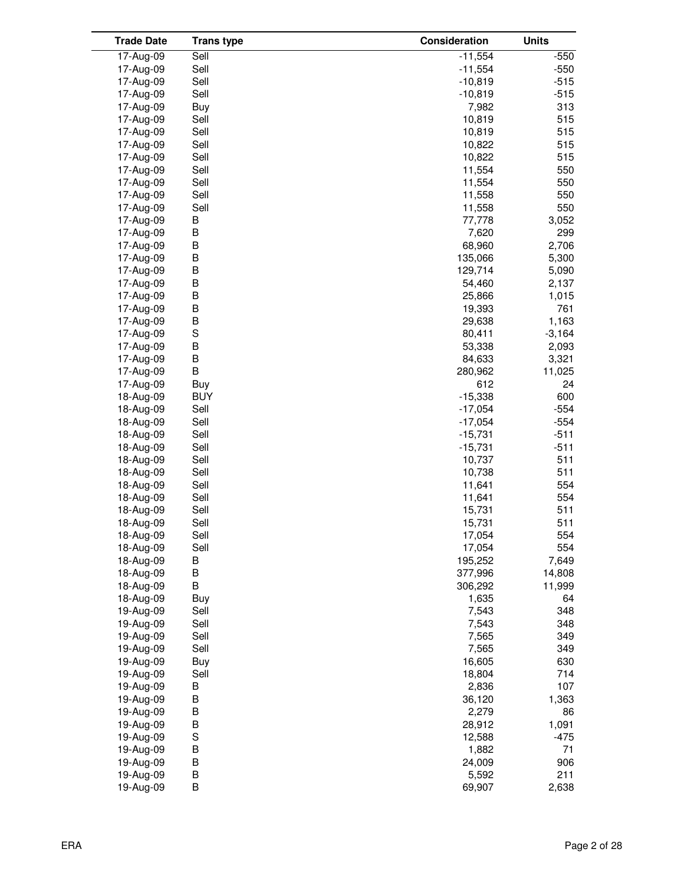| Trade Date | Trans type | Consideration | Units |
|---|---|---|---|
| 17-Aug-09 | Sell | -11,554 | -550 |
| 17-Aug-09 | Sell | -11,554 | -550 |
| 17-Aug-09 | Sell | -10,819 | -515 |
| 17-Aug-09 | Sell | -10,819 | -515 |
| 17-Aug-09 | Buy | 7,982 | 313 |
| 17-Aug-09 | Sell | 10,819 | 515 |
| 17-Aug-09 | Sell | 10,819 | 515 |
| 17-Aug-09 | Sell | 10,822 | 515 |
| 17-Aug-09 | Sell | 10,822 | 515 |
| 17-Aug-09 | Sell | 11,554 | 550 |
| 17-Aug-09 | Sell | 11,554 | 550 |
| 17-Aug-09 | Sell | 11,558 | 550 |
| 17-Aug-09 | Sell | 11,558 | 550 |
| 17-Aug-09 | B | 77,778 | 3,052 |
| 17-Aug-09 | B | 7,620 | 299 |
| 17-Aug-09 | B | 68,960 | 2,706 |
| 17-Aug-09 | B | 135,066 | 5,300 |
| 17-Aug-09 | B | 129,714 | 5,090 |
| 17-Aug-09 | B | 54,460 | 2,137 |
| 17-Aug-09 | B | 25,866 | 1,015 |
| 17-Aug-09 | B | 19,393 | 761 |
| 17-Aug-09 | B | 29,638 | 1,163 |
| 17-Aug-09 | S | 80,411 | -3,164 |
| 17-Aug-09 | B | 53,338 | 2,093 |
| 17-Aug-09 | B | 84,633 | 3,321 |
| 17-Aug-09 | B | 280,962 | 11,025 |
| 17-Aug-09 | Buy | 612 | 24 |
| 18-Aug-09 | BUY | -15,338 | 600 |
| 18-Aug-09 | Sell | -17,054 | -554 |
| 18-Aug-09 | Sell | -17,054 | -554 |
| 18-Aug-09 | Sell | -15,731 | -511 |
| 18-Aug-09 | Sell | -15,731 | -511 |
| 18-Aug-09 | Sell | 10,737 | 511 |
| 18-Aug-09 | Sell | 10,738 | 511 |
| 18-Aug-09 | Sell | 11,641 | 554 |
| 18-Aug-09 | Sell | 11,641 | 554 |
| 18-Aug-09 | Sell | 15,731 | 511 |
| 18-Aug-09 | Sell | 15,731 | 511 |
| 18-Aug-09 | Sell | 17,054 | 554 |
| 18-Aug-09 | Sell | 17,054 | 554 |
| 18-Aug-09 | B | 195,252 | 7,649 |
| 18-Aug-09 | B | 377,996 | 14,808 |
| 18-Aug-09 | B | 306,292 | 11,999 |
| 18-Aug-09 | Buy | 1,635 | 64 |
| 19-Aug-09 | Sell | 7,543 | 348 |
| 19-Aug-09 | Sell | 7,543 | 348 |
| 19-Aug-09 | Sell | 7,565 | 349 |
| 19-Aug-09 | Sell | 7,565 | 349 |
| 19-Aug-09 | Buy | 16,605 | 630 |
| 19-Aug-09 | Sell | 18,804 | 714 |
| 19-Aug-09 | B | 2,836 | 107 |
| 19-Aug-09 | B | 36,120 | 1,363 |
| 19-Aug-09 | B | 2,279 | 86 |
| 19-Aug-09 | B | 28,912 | 1,091 |
| 19-Aug-09 | S | 12,588 | -475 |
| 19-Aug-09 | B | 1,882 | 71 |
| 19-Aug-09 | B | 24,009 | 906 |
| 19-Aug-09 | B | 5,592 | 211 |
| 19-Aug-09 | B | 69,907 | 2,638 |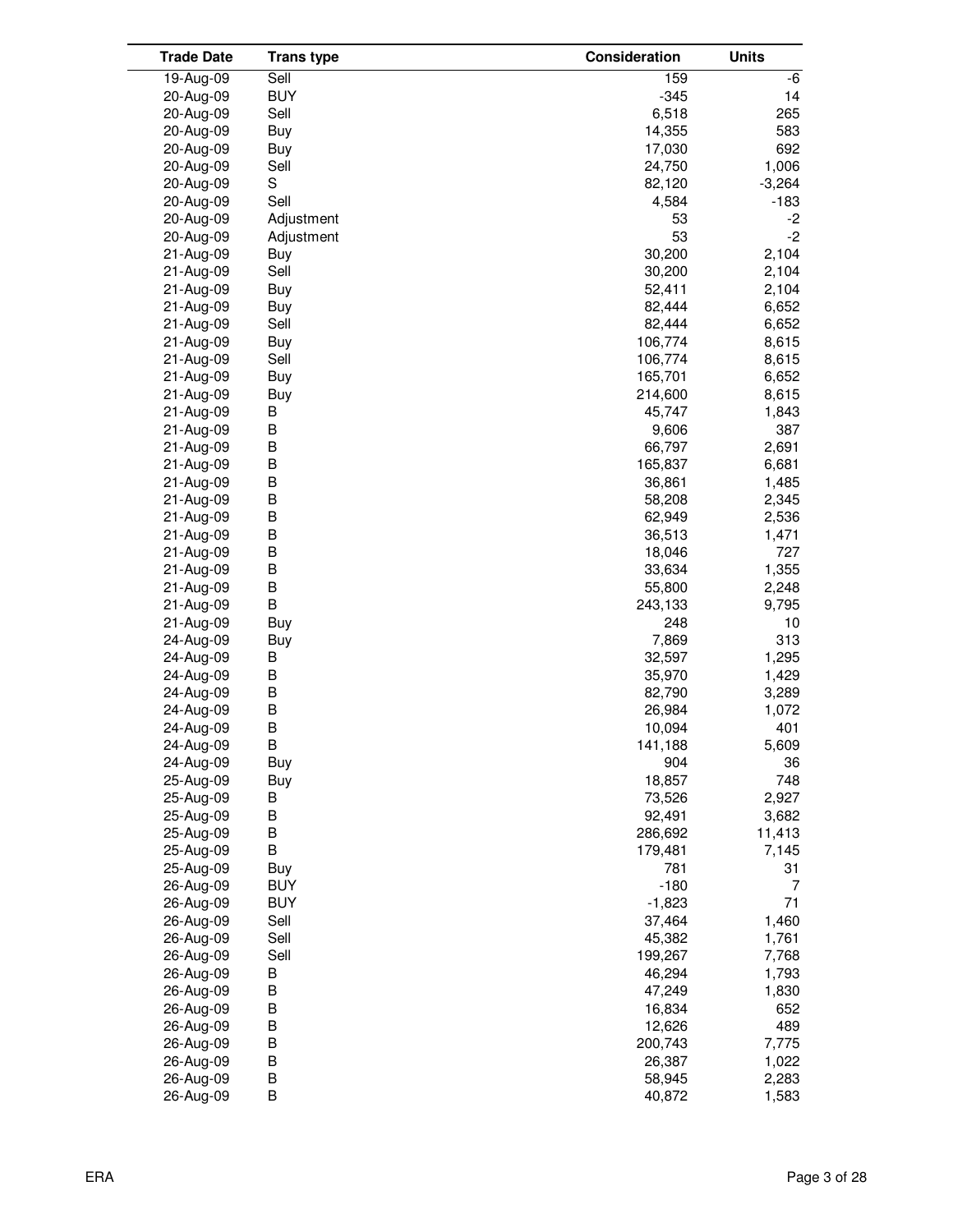| Trade Date | Trans type | Consideration | Units |
|---|---|---|---|
| 19-Aug-09 | Sell | 159 | -6 |
| 20-Aug-09 | BUY | -345 | 14 |
| 20-Aug-09 | Sell | 6,518 | 265 |
| 20-Aug-09 | Buy | 14,355 | 583 |
| 20-Aug-09 | Buy | 17,030 | 692 |
| 20-Aug-09 | Sell | 24,750 | 1,006 |
| 20-Aug-09 | S | 82,120 | -3,264 |
| 20-Aug-09 | Sell | 4,584 | -183 |
| 20-Aug-09 | Adjustment | 53 | -2 |
| 20-Aug-09 | Adjustment | 53 | -2 |
| 21-Aug-09 | Buy | 30,200 | 2,104 |
| 21-Aug-09 | Sell | 30,200 | 2,104 |
| 21-Aug-09 | Buy | 52,411 | 2,104 |
| 21-Aug-09 | Buy | 82,444 | 6,652 |
| 21-Aug-09 | Sell | 82,444 | 6,652 |
| 21-Aug-09 | Buy | 106,774 | 8,615 |
| 21-Aug-09 | Sell | 106,774 | 8,615 |
| 21-Aug-09 | Buy | 165,701 | 6,652 |
| 21-Aug-09 | Buy | 214,600 | 8,615 |
| 21-Aug-09 | B | 45,747 | 1,843 |
| 21-Aug-09 | B | 9,606 | 387 |
| 21-Aug-09 | B | 66,797 | 2,691 |
| 21-Aug-09 | B | 165,837 | 6,681 |
| 21-Aug-09 | B | 36,861 | 1,485 |
| 21-Aug-09 | B | 58,208 | 2,345 |
| 21-Aug-09 | B | 62,949 | 2,536 |
| 21-Aug-09 | B | 36,513 | 1,471 |
| 21-Aug-09 | B | 18,046 | 727 |
| 21-Aug-09 | B | 33,634 | 1,355 |
| 21-Aug-09 | B | 55,800 | 2,248 |
| 21-Aug-09 | B | 243,133 | 9,795 |
| 21-Aug-09 | Buy | 248 | 10 |
| 24-Aug-09 | Buy | 7,869 | 313 |
| 24-Aug-09 | B | 32,597 | 1,295 |
| 24-Aug-09 | B | 35,970 | 1,429 |
| 24-Aug-09 | B | 82,790 | 3,289 |
| 24-Aug-09 | B | 26,984 | 1,072 |
| 24-Aug-09 | B | 10,094 | 401 |
| 24-Aug-09 | B | 141,188 | 5,609 |
| 24-Aug-09 | Buy | 904 | 36 |
| 25-Aug-09 | Buy | 18,857 | 748 |
| 25-Aug-09 | B | 73,526 | 2,927 |
| 25-Aug-09 | B | 92,491 | 3,682 |
| 25-Aug-09 | B | 286,692 | 11,413 |
| 25-Aug-09 | B | 179,481 | 7,145 |
| 25-Aug-09 | Buy | 781 | 31 |
| 26-Aug-09 | BUY | -180 | 7 |
| 26-Aug-09 | BUY | -1,823 | 71 |
| 26-Aug-09 | Sell | 37,464 | 1,460 |
| 26-Aug-09 | Sell | 45,382 | 1,761 |
| 26-Aug-09 | Sell | 199,267 | 7,768 |
| 26-Aug-09 | B | 46,294 | 1,793 |
| 26-Aug-09 | B | 47,249 | 1,830 |
| 26-Aug-09 | B | 16,834 | 652 |
| 26-Aug-09 | B | 12,626 | 489 |
| 26-Aug-09 | B | 200,743 | 7,775 |
| 26-Aug-09 | B | 26,387 | 1,022 |
| 26-Aug-09 | B | 58,945 | 2,283 |
| 26-Aug-09 | B | 40,872 | 1,583 |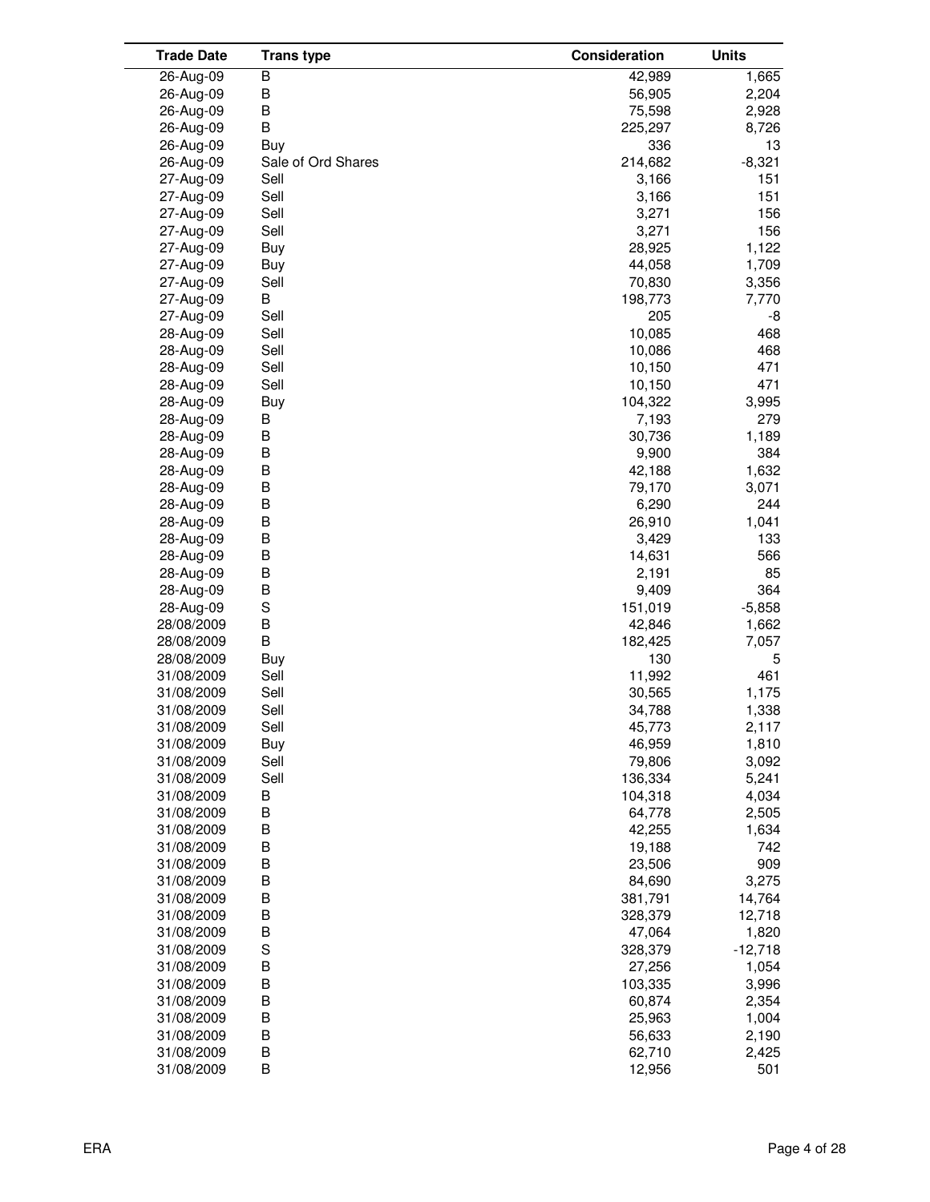| Trade Date | Trans type | Consideration | Units |
|---|---|---|---|
| 26-Aug-09 | B | 42,989 | 1,665 |
| 26-Aug-09 | B | 56,905 | 2,204 |
| 26-Aug-09 | B | 75,598 | 2,928 |
| 26-Aug-09 | B | 225,297 | 8,726 |
| 26-Aug-09 | Buy | 336 | 13 |
| 26-Aug-09 | Sale of Ord Shares | 214,682 | -8,321 |
| 27-Aug-09 | Sell | 3,166 | 151 |
| 27-Aug-09 | Sell | 3,166 | 151 |
| 27-Aug-09 | Sell | 3,271 | 156 |
| 27-Aug-09 | Sell | 3,271 | 156 |
| 27-Aug-09 | Buy | 28,925 | 1,122 |
| 27-Aug-09 | Buy | 44,058 | 1,709 |
| 27-Aug-09 | Sell | 70,830 | 3,356 |
| 27-Aug-09 | B | 198,773 | 7,770 |
| 27-Aug-09 | Sell | 205 | -8 |
| 28-Aug-09 | Sell | 10,085 | 468 |
| 28-Aug-09 | Sell | 10,086 | 468 |
| 28-Aug-09 | Sell | 10,150 | 471 |
| 28-Aug-09 | Sell | 10,150 | 471 |
| 28-Aug-09 | Buy | 104,322 | 3,995 |
| 28-Aug-09 | B | 7,193 | 279 |
| 28-Aug-09 | B | 30,736 | 1,189 |
| 28-Aug-09 | B | 9,900 | 384 |
| 28-Aug-09 | B | 42,188 | 1,632 |
| 28-Aug-09 | B | 79,170 | 3,071 |
| 28-Aug-09 | B | 6,290 | 244 |
| 28-Aug-09 | B | 26,910 | 1,041 |
| 28-Aug-09 | B | 3,429 | 133 |
| 28-Aug-09 | B | 14,631 | 566 |
| 28-Aug-09 | B | 2,191 | 85 |
| 28-Aug-09 | B | 9,409 | 364 |
| 28-Aug-09 | S | 151,019 | -5,858 |
| 28/08/2009 | B | 42,846 | 1,662 |
| 28/08/2009 | B | 182,425 | 7,057 |
| 28/08/2009 | Buy | 130 | 5 |
| 31/08/2009 | Sell | 11,992 | 461 |
| 31/08/2009 | Sell | 30,565 | 1,175 |
| 31/08/2009 | Sell | 34,788 | 1,338 |
| 31/08/2009 | Sell | 45,773 | 2,117 |
| 31/08/2009 | Buy | 46,959 | 1,810 |
| 31/08/2009 | Sell | 79,806 | 3,092 |
| 31/08/2009 | Sell | 136,334 | 5,241 |
| 31/08/2009 | B | 104,318 | 4,034 |
| 31/08/2009 | B | 64,778 | 2,505 |
| 31/08/2009 | B | 42,255 | 1,634 |
| 31/08/2009 | B | 19,188 | 742 |
| 31/08/2009 | B | 23,506 | 909 |
| 31/08/2009 | B | 84,690 | 3,275 |
| 31/08/2009 | B | 381,791 | 14,764 |
| 31/08/2009 | B | 328,379 | 12,718 |
| 31/08/2009 | B | 47,064 | 1,820 |
| 31/08/2009 | S | 328,379 | -12,718 |
| 31/08/2009 | B | 27,256 | 1,054 |
| 31/08/2009 | B | 103,335 | 3,996 |
| 31/08/2009 | B | 60,874 | 2,354 |
| 31/08/2009 | B | 25,963 | 1,004 |
| 31/08/2009 | B | 56,633 | 2,190 |
| 31/08/2009 | B | 62,710 | 2,425 |
| 31/08/2009 | B | 12,956 | 501 |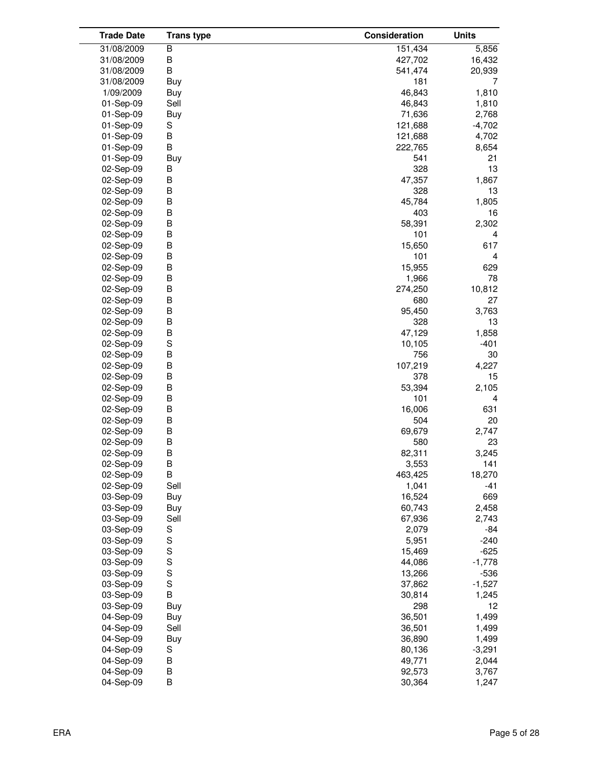| Trade Date | Trans type | Consideration | Units |
|---|---|---|---|
| 31/08/2009 | B | 151,434 | 5,856 |
| 31/08/2009 | B | 427,702 | 16,432 |
| 31/08/2009 | B | 541,474 | 20,939 |
| 31/08/2009 | Buy | 181 | 7 |
| 1/09/2009 | Buy | 46,843 | 1,810 |
| 01-Sep-09 | Sell | 46,843 | 1,810 |
| 01-Sep-09 | Buy | 71,636 | 2,768 |
| 01-Sep-09 | S | 121,688 | -4,702 |
| 01-Sep-09 | B | 121,688 | 4,702 |
| 01-Sep-09 | B | 222,765 | 8,654 |
| 01-Sep-09 | Buy | 541 | 21 |
| 02-Sep-09 | B | 328 | 13 |
| 02-Sep-09 | B | 47,357 | 1,867 |
| 02-Sep-09 | B | 328 | 13 |
| 02-Sep-09 | B | 45,784 | 1,805 |
| 02-Sep-09 | B | 403 | 16 |
| 02-Sep-09 | B | 58,391 | 2,302 |
| 02-Sep-09 | B | 101 | 4 |
| 02-Sep-09 | B | 15,650 | 617 |
| 02-Sep-09 | B | 101 | 4 |
| 02-Sep-09 | B | 15,955 | 629 |
| 02-Sep-09 | B | 1,966 | 78 |
| 02-Sep-09 | B | 274,250 | 10,812 |
| 02-Sep-09 | B | 680 | 27 |
| 02-Sep-09 | B | 95,450 | 3,763 |
| 02-Sep-09 | B | 328 | 13 |
| 02-Sep-09 | B | 47,129 | 1,858 |
| 02-Sep-09 | S | 10,105 | -401 |
| 02-Sep-09 | B | 756 | 30 |
| 02-Sep-09 | B | 107,219 | 4,227 |
| 02-Sep-09 | B | 378 | 15 |
| 02-Sep-09 | B | 53,394 | 2,105 |
| 02-Sep-09 | B | 101 | 4 |
| 02-Sep-09 | B | 16,006 | 631 |
| 02-Sep-09 | B | 504 | 20 |
| 02-Sep-09 | B | 69,679 | 2,747 |
| 02-Sep-09 | B | 580 | 23 |
| 02-Sep-09 | B | 82,311 | 3,245 |
| 02-Sep-09 | B | 3,553 | 141 |
| 02-Sep-09 | B | 463,425 | 18,270 |
| 02-Sep-09 | Sell | 1,041 | -41 |
| 03-Sep-09 | Buy | 16,524 | 669 |
| 03-Sep-09 | Buy | 60,743 | 2,458 |
| 03-Sep-09 | Sell | 67,936 | 2,743 |
| 03-Sep-09 | S | 2,079 | -84 |
| 03-Sep-09 | S | 5,951 | -240 |
| 03-Sep-09 | S | 15,469 | -625 |
| 03-Sep-09 | S | 44,086 | -1,778 |
| 03-Sep-09 | S | 13,266 | -536 |
| 03-Sep-09 | S | 37,862 | -1,527 |
| 03-Sep-09 | B | 30,814 | 1,245 |
| 03-Sep-09 | Buy | 298 | 12 |
| 04-Sep-09 | Buy | 36,501 | 1,499 |
| 04-Sep-09 | Sell | 36,501 | 1,499 |
| 04-Sep-09 | Buy | 36,890 | 1,499 |
| 04-Sep-09 | S | 80,136 | -3,291 |
| 04-Sep-09 | B | 49,771 | 2,044 |
| 04-Sep-09 | B | 92,573 | 3,767 |
| 04-Sep-09 | B | 30,364 | 1,247 |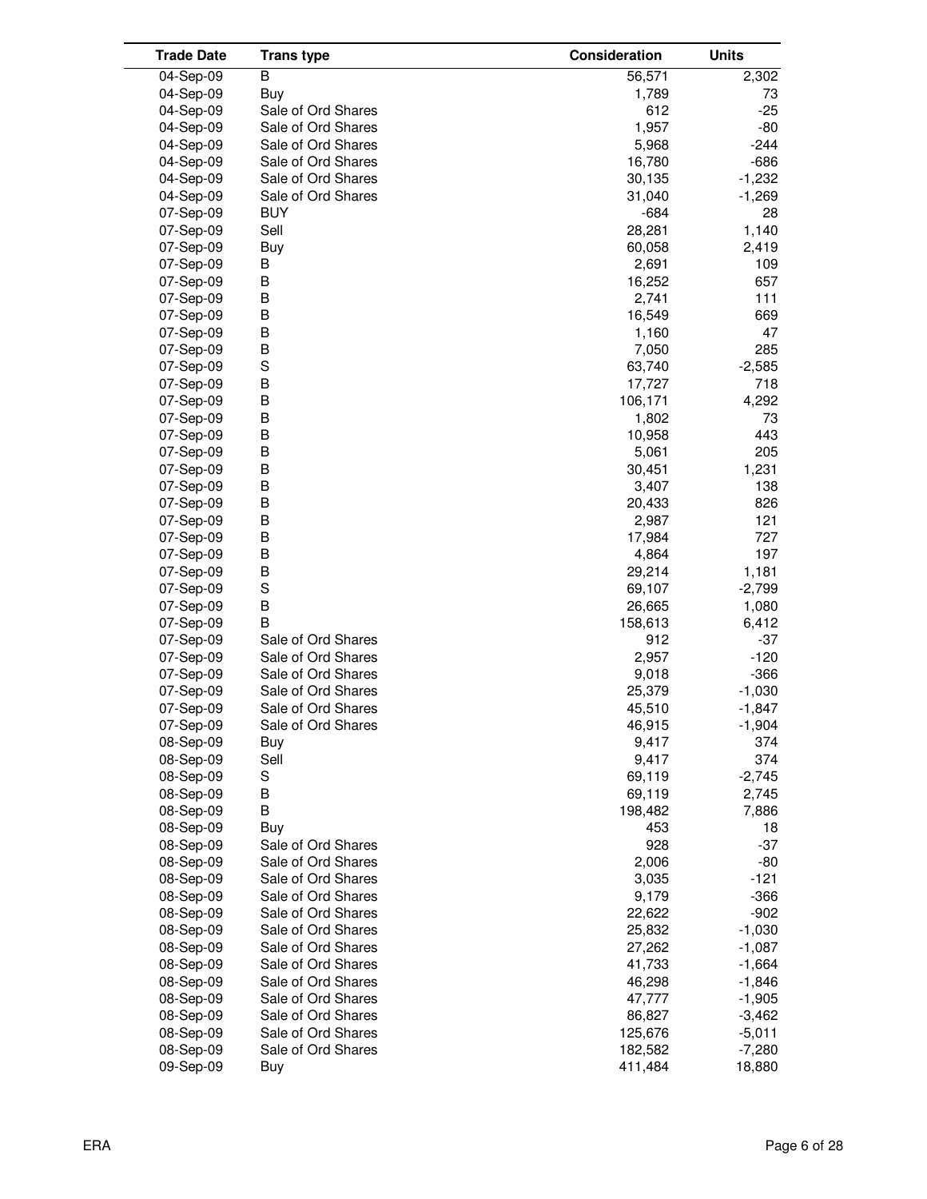| Trade Date | Trans type | Consideration | Units |
|---|---|---|---|
| 04-Sep-09 | B | 56,571 | 2,302 |
| 04-Sep-09 | Buy | 1,789 | 73 |
| 04-Sep-09 | Sale of Ord Shares | 612 | -25 |
| 04-Sep-09 | Sale of Ord Shares | 1,957 | -80 |
| 04-Sep-09 | Sale of Ord Shares | 5,968 | -244 |
| 04-Sep-09 | Sale of Ord Shares | 16,780 | -686 |
| 04-Sep-09 | Sale of Ord Shares | 30,135 | -1,232 |
| 04-Sep-09 | Sale of Ord Shares | 31,040 | -1,269 |
| 07-Sep-09 | BUY | -684 | 28 |
| 07-Sep-09 | Sell | 28,281 | 1,140 |
| 07-Sep-09 | Buy | 60,058 | 2,419 |
| 07-Sep-09 | B | 2,691 | 109 |
| 07-Sep-09 | B | 16,252 | 657 |
| 07-Sep-09 | B | 2,741 | 111 |
| 07-Sep-09 | B | 16,549 | 669 |
| 07-Sep-09 | B | 1,160 | 47 |
| 07-Sep-09 | B | 7,050 | 285 |
| 07-Sep-09 | S | 63,740 | -2,585 |
| 07-Sep-09 | B | 17,727 | 718 |
| 07-Sep-09 | B | 106,171 | 4,292 |
| 07-Sep-09 | B | 1,802 | 73 |
| 07-Sep-09 | B | 10,958 | 443 |
| 07-Sep-09 | B | 5,061 | 205 |
| 07-Sep-09 | B | 30,451 | 1,231 |
| 07-Sep-09 | B | 3,407 | 138 |
| 07-Sep-09 | B | 20,433 | 826 |
| 07-Sep-09 | B | 2,987 | 121 |
| 07-Sep-09 | B | 17,984 | 727 |
| 07-Sep-09 | B | 4,864 | 197 |
| 07-Sep-09 | B | 29,214 | 1,181 |
| 07-Sep-09 | S | 69,107 | -2,799 |
| 07-Sep-09 | B | 26,665 | 1,080 |
| 07-Sep-09 | B | 158,613 | 6,412 |
| 07-Sep-09 | Sale of Ord Shares | 912 | -37 |
| 07-Sep-09 | Sale of Ord Shares | 2,957 | -120 |
| 07-Sep-09 | Sale of Ord Shares | 9,018 | -366 |
| 07-Sep-09 | Sale of Ord Shares | 25,379 | -1,030 |
| 07-Sep-09 | Sale of Ord Shares | 45,510 | -1,847 |
| 07-Sep-09 | Sale of Ord Shares | 46,915 | -1,904 |
| 08-Sep-09 | Buy | 9,417 | 374 |
| 08-Sep-09 | Sell | 9,417 | 374 |
| 08-Sep-09 | S | 69,119 | -2,745 |
| 08-Sep-09 | B | 69,119 | 2,745 |
| 08-Sep-09 | B | 198,482 | 7,886 |
| 08-Sep-09 | Buy | 453 | 18 |
| 08-Sep-09 | Sale of Ord Shares | 928 | -37 |
| 08-Sep-09 | Sale of Ord Shares | 2,006 | -80 |
| 08-Sep-09 | Sale of Ord Shares | 3,035 | -121 |
| 08-Sep-09 | Sale of Ord Shares | 9,179 | -366 |
| 08-Sep-09 | Sale of Ord Shares | 22,622 | -902 |
| 08-Sep-09 | Sale of Ord Shares | 25,832 | -1,030 |
| 08-Sep-09 | Sale of Ord Shares | 27,262 | -1,087 |
| 08-Sep-09 | Sale of Ord Shares | 41,733 | -1,664 |
| 08-Sep-09 | Sale of Ord Shares | 46,298 | -1,846 |
| 08-Sep-09 | Sale of Ord Shares | 47,777 | -1,905 |
| 08-Sep-09 | Sale of Ord Shares | 86,827 | -3,462 |
| 08-Sep-09 | Sale of Ord Shares | 125,676 | -5,011 |
| 08-Sep-09 | Sale of Ord Shares | 182,582 | -7,280 |
| 09-Sep-09 | Buy | 411,484 | 18,880 |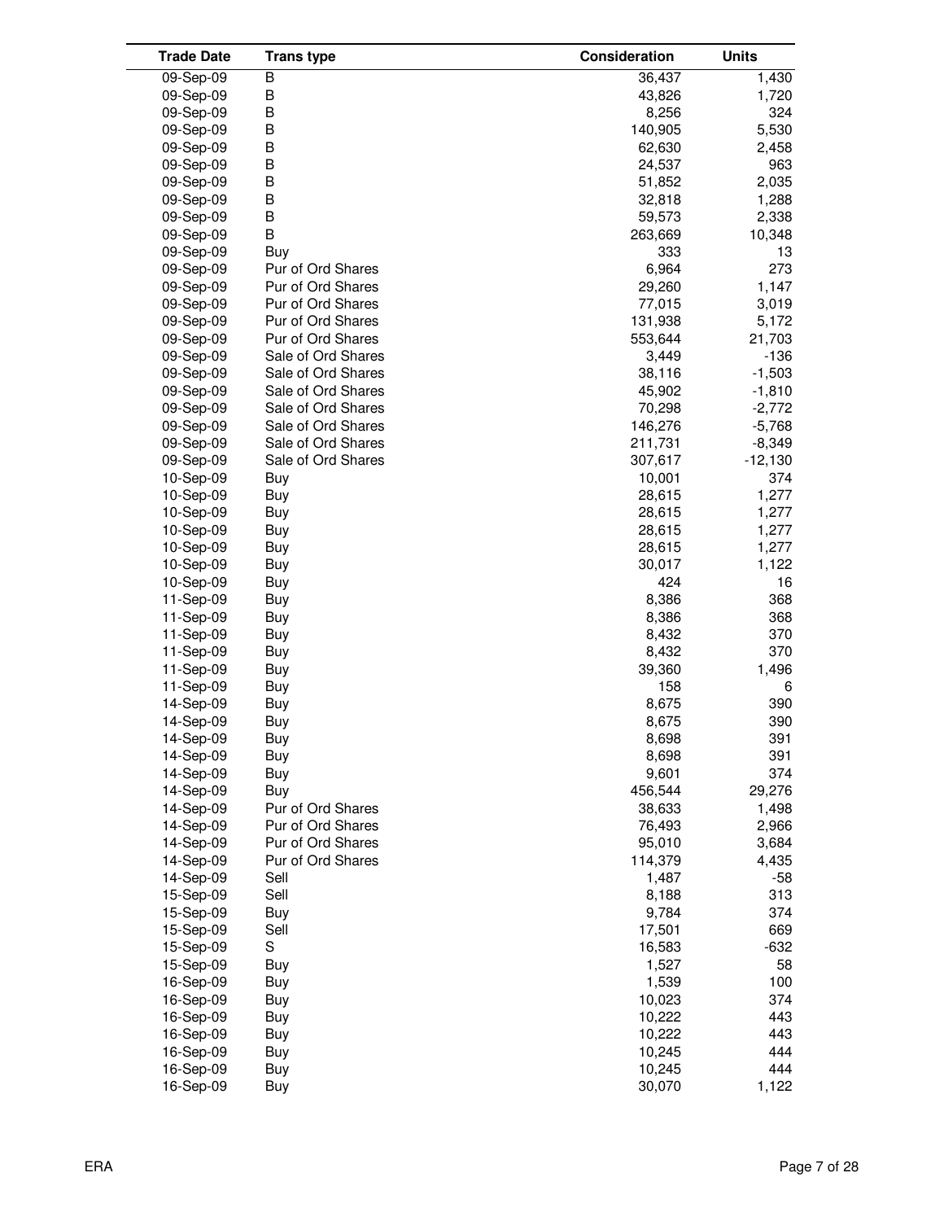| Trade Date | Trans type | Consideration | Units |
|---|---|---|---|
| 09-Sep-09 | B | 36,437 | 1,430 |
| 09-Sep-09 | B | 43,826 | 1,720 |
| 09-Sep-09 | B | 8,256 | 324 |
| 09-Sep-09 | B | 140,905 | 5,530 |
| 09-Sep-09 | B | 62,630 | 2,458 |
| 09-Sep-09 | B | 24,537 | 963 |
| 09-Sep-09 | B | 51,852 | 2,035 |
| 09-Sep-09 | B | 32,818 | 1,288 |
| 09-Sep-09 | B | 59,573 | 2,338 |
| 09-Sep-09 | B | 263,669 | 10,348 |
| 09-Sep-09 | Buy | 333 | 13 |
| 09-Sep-09 | Pur of Ord Shares | 6,964 | 273 |
| 09-Sep-09 | Pur of Ord Shares | 29,260 | 1,147 |
| 09-Sep-09 | Pur of Ord Shares | 77,015 | 3,019 |
| 09-Sep-09 | Pur of Ord Shares | 131,938 | 5,172 |
| 09-Sep-09 | Pur of Ord Shares | 553,644 | 21,703 |
| 09-Sep-09 | Sale of Ord Shares | 3,449 | -136 |
| 09-Sep-09 | Sale of Ord Shares | 38,116 | -1,503 |
| 09-Sep-09 | Sale of Ord Shares | 45,902 | -1,810 |
| 09-Sep-09 | Sale of Ord Shares | 70,298 | -2,772 |
| 09-Sep-09 | Sale of Ord Shares | 146,276 | -5,768 |
| 09-Sep-09 | Sale of Ord Shares | 211,731 | -8,349 |
| 09-Sep-09 | Sale of Ord Shares | 307,617 | -12,130 |
| 10-Sep-09 | Buy | 10,001 | 374 |
| 10-Sep-09 | Buy | 28,615 | 1,277 |
| 10-Sep-09 | Buy | 28,615 | 1,277 |
| 10-Sep-09 | Buy | 28,615 | 1,277 |
| 10-Sep-09 | Buy | 28,615 | 1,277 |
| 10-Sep-09 | Buy | 30,017 | 1,122 |
| 10-Sep-09 | Buy | 424 | 16 |
| 11-Sep-09 | Buy | 8,386 | 368 |
| 11-Sep-09 | Buy | 8,386 | 368 |
| 11-Sep-09 | Buy | 8,432 | 370 |
| 11-Sep-09 | Buy | 8,432 | 370 |
| 11-Sep-09 | Buy | 39,360 | 1,496 |
| 11-Sep-09 | Buy | 158 | 6 |
| 14-Sep-09 | Buy | 8,675 | 390 |
| 14-Sep-09 | Buy | 8,675 | 390 |
| 14-Sep-09 | Buy | 8,698 | 391 |
| 14-Sep-09 | Buy | 8,698 | 391 |
| 14-Sep-09 | Buy | 9,601 | 374 |
| 14-Sep-09 | Buy | 456,544 | 29,276 |
| 14-Sep-09 | Pur of Ord Shares | 38,633 | 1,498 |
| 14-Sep-09 | Pur of Ord Shares | 76,493 | 2,966 |
| 14-Sep-09 | Pur of Ord Shares | 95,010 | 3,684 |
| 14-Sep-09 | Pur of Ord Shares | 114,379 | 4,435 |
| 14-Sep-09 | Sell | 1,487 | -58 |
| 15-Sep-09 | Sell | 8,188 | 313 |
| 15-Sep-09 | Buy | 9,784 | 374 |
| 15-Sep-09 | Sell | 17,501 | 669 |
| 15-Sep-09 | S | 16,583 | -632 |
| 15-Sep-09 | Buy | 1,527 | 58 |
| 16-Sep-09 | Buy | 1,539 | 100 |
| 16-Sep-09 | Buy | 10,023 | 374 |
| 16-Sep-09 | Buy | 10,222 | 443 |
| 16-Sep-09 | Buy | 10,222 | 443 |
| 16-Sep-09 | Buy | 10,245 | 444 |
| 16-Sep-09 | Buy | 10,245 | 444 |
| 16-Sep-09 | Buy | 30,070 | 1,122 |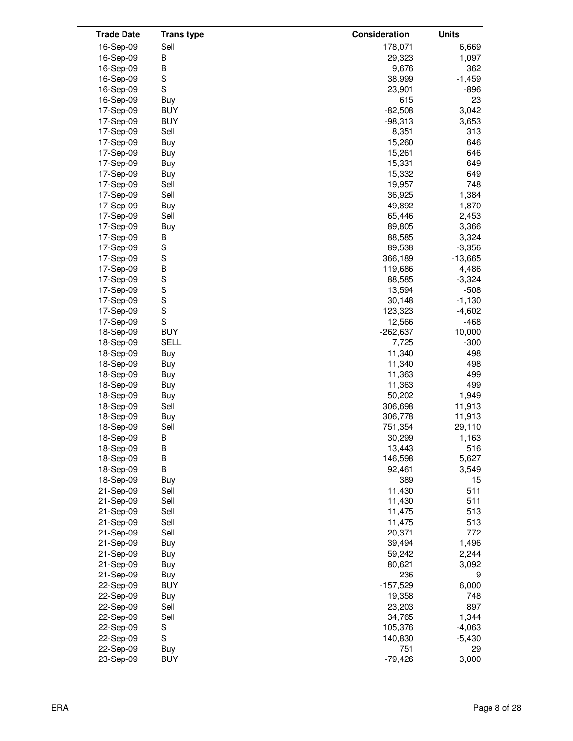| Trade Date | Trans type | Consideration | Units |
|---|---|---|---|
| 16-Sep-09 | Sell | 178,071 | 6,669 |
| 16-Sep-09 | B | 29,323 | 1,097 |
| 16-Sep-09 | B | 9,676 | 362 |
| 16-Sep-09 | S | 38,999 | -1,459 |
| 16-Sep-09 | S | 23,901 | -896 |
| 16-Sep-09 | Buy | 615 | 23 |
| 17-Sep-09 | BUY | -82,508 | 3,042 |
| 17-Sep-09 | BUY | -98,313 | 3,653 |
| 17-Sep-09 | Sell | 8,351 | 313 |
| 17-Sep-09 | Buy | 15,260 | 646 |
| 17-Sep-09 | Buy | 15,261 | 646 |
| 17-Sep-09 | Buy | 15,331 | 649 |
| 17-Sep-09 | Buy | 15,332 | 649 |
| 17-Sep-09 | Sell | 19,957 | 748 |
| 17-Sep-09 | Sell | 36,925 | 1,384 |
| 17-Sep-09 | Buy | 49,892 | 1,870 |
| 17-Sep-09 | Sell | 65,446 | 2,453 |
| 17-Sep-09 | Buy | 89,805 | 3,366 |
| 17-Sep-09 | B | 88,585 | 3,324 |
| 17-Sep-09 | S | 89,538 | -3,356 |
| 17-Sep-09 | S | 366,189 | -13,665 |
| 17-Sep-09 | B | 119,686 | 4,486 |
| 17-Sep-09 | S | 88,585 | -3,324 |
| 17-Sep-09 | S | 13,594 | -508 |
| 17-Sep-09 | S | 30,148 | -1,130 |
| 17-Sep-09 | S | 123,323 | -4,602 |
| 17-Sep-09 | S | 12,566 | -468 |
| 18-Sep-09 | BUY | -262,637 | 10,000 |
| 18-Sep-09 | SELL | 7,725 | -300 |
| 18-Sep-09 | Buy | 11,340 | 498 |
| 18-Sep-09 | Buy | 11,340 | 498 |
| 18-Sep-09 | Buy | 11,363 | 499 |
| 18-Sep-09 | Buy | 11,363 | 499 |
| 18-Sep-09 | Buy | 50,202 | 1,949 |
| 18-Sep-09 | Sell | 306,698 | 11,913 |
| 18-Sep-09 | Buy | 306,778 | 11,913 |
| 18-Sep-09 | Sell | 751,354 | 29,110 |
| 18-Sep-09 | B | 30,299 | 1,163 |
| 18-Sep-09 | B | 13,443 | 516 |
| 18-Sep-09 | B | 146,598 | 5,627 |
| 18-Sep-09 | B | 92,461 | 3,549 |
| 18-Sep-09 | Buy | 389 | 15 |
| 21-Sep-09 | Sell | 11,430 | 511 |
| 21-Sep-09 | Sell | 11,430 | 511 |
| 21-Sep-09 | Sell | 11,475 | 513 |
| 21-Sep-09 | Sell | 11,475 | 513 |
| 21-Sep-09 | Sell | 20,371 | 772 |
| 21-Sep-09 | Buy | 39,494 | 1,496 |
| 21-Sep-09 | Buy | 59,242 | 2,244 |
| 21-Sep-09 | Buy | 80,621 | 3,092 |
| 21-Sep-09 | Buy | 236 | 9 |
| 22-Sep-09 | BUY | -157,529 | 6,000 |
| 22-Sep-09 | Buy | 19,358 | 748 |
| 22-Sep-09 | Sell | 23,203 | 897 |
| 22-Sep-09 | Sell | 34,765 | 1,344 |
| 22-Sep-09 | S | 105,376 | -4,063 |
| 22-Sep-09 | S | 140,830 | -5,430 |
| 22-Sep-09 | Buy | 751 | 29 |
| 23-Sep-09 | BUY | -79,426 | 3,000 |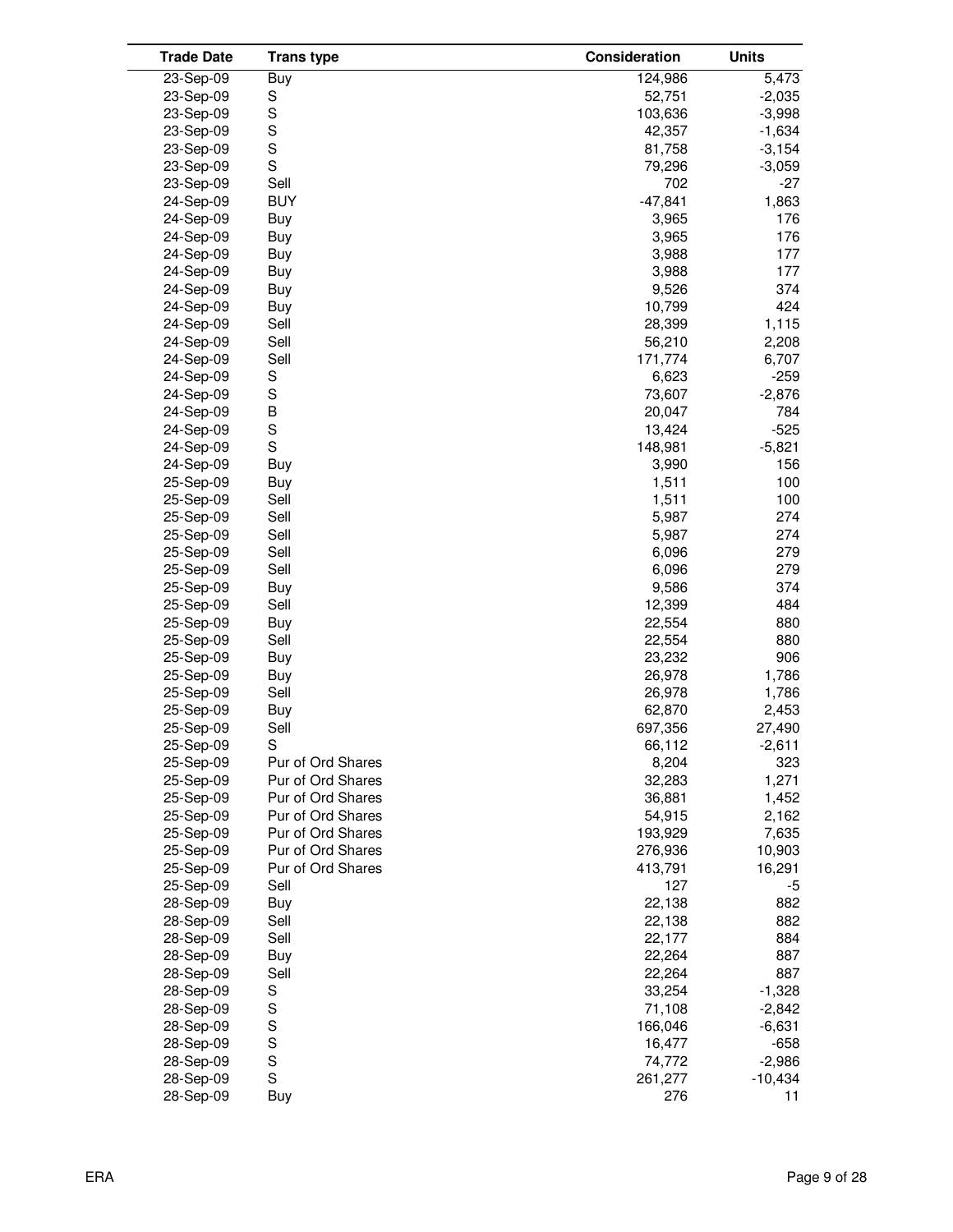| Trade Date | Trans type | Consideration | Units |
|---|---|---|---|
| 23-Sep-09 | Buy | 124,986 | 5,473 |
| 23-Sep-09 | S | 52,751 | -2,035 |
| 23-Sep-09 | S | 103,636 | -3,998 |
| 23-Sep-09 | S | 42,357 | -1,634 |
| 23-Sep-09 | S | 81,758 | -3,154 |
| 23-Sep-09 | S | 79,296 | -3,059 |
| 23-Sep-09 | Sell | 702 | -27 |
| 24-Sep-09 | BUY | -47,841 | 1,863 |
| 24-Sep-09 | Buy | 3,965 | 176 |
| 24-Sep-09 | Buy | 3,965 | 176 |
| 24-Sep-09 | Buy | 3,988 | 177 |
| 24-Sep-09 | Buy | 3,988 | 177 |
| 24-Sep-09 | Buy | 9,526 | 374 |
| 24-Sep-09 | Buy | 10,799 | 424 |
| 24-Sep-09 | Sell | 28,399 | 1,115 |
| 24-Sep-09 | Sell | 56,210 | 2,208 |
| 24-Sep-09 | Sell | 171,774 | 6,707 |
| 24-Sep-09 | S | 6,623 | -259 |
| 24-Sep-09 | S | 73,607 | -2,876 |
| 24-Sep-09 | B | 20,047 | 784 |
| 24-Sep-09 | S | 13,424 | -525 |
| 24-Sep-09 | S | 148,981 | -5,821 |
| 24-Sep-09 | Buy | 3,990 | 156 |
| 25-Sep-09 | Buy | 1,511 | 100 |
| 25-Sep-09 | Sell | 1,511 | 100 |
| 25-Sep-09 | Sell | 5,987 | 274 |
| 25-Sep-09 | Sell | 5,987 | 274 |
| 25-Sep-09 | Sell | 6,096 | 279 |
| 25-Sep-09 | Sell | 6,096 | 279 |
| 25-Sep-09 | Buy | 9,586 | 374 |
| 25-Sep-09 | Sell | 12,399 | 484 |
| 25-Sep-09 | Buy | 22,554 | 880 |
| 25-Sep-09 | Sell | 22,554 | 880 |
| 25-Sep-09 | Buy | 23,232 | 906 |
| 25-Sep-09 | Buy | 26,978 | 1,786 |
| 25-Sep-09 | Sell | 26,978 | 1,786 |
| 25-Sep-09 | Buy | 62,870 | 2,453 |
| 25-Sep-09 | Sell | 697,356 | 27,490 |
| 25-Sep-09 | S | 66,112 | -2,611 |
| 25-Sep-09 | Pur of Ord Shares | 8,204 | 323 |
| 25-Sep-09 | Pur of Ord Shares | 32,283 | 1,271 |
| 25-Sep-09 | Pur of Ord Shares | 36,881 | 1,452 |
| 25-Sep-09 | Pur of Ord Shares | 54,915 | 2,162 |
| 25-Sep-09 | Pur of Ord Shares | 193,929 | 7,635 |
| 25-Sep-09 | Pur of Ord Shares | 276,936 | 10,903 |
| 25-Sep-09 | Pur of Ord Shares | 413,791 | 16,291 |
| 25-Sep-09 | Sell | 127 | -5 |
| 28-Sep-09 | Buy | 22,138 | 882 |
| 28-Sep-09 | Sell | 22,138 | 882 |
| 28-Sep-09 | Sell | 22,177 | 884 |
| 28-Sep-09 | Buy | 22,264 | 887 |
| 28-Sep-09 | Sell | 22,264 | 887 |
| 28-Sep-09 | S | 33,254 | -1,328 |
| 28-Sep-09 | S | 71,108 | -2,842 |
| 28-Sep-09 | S | 166,046 | -6,631 |
| 28-Sep-09 | S | 16,477 | -658 |
| 28-Sep-09 | S | 74,772 | -2,986 |
| 28-Sep-09 | S | 261,277 | -10,434 |
| 28-Sep-09 | Buy | 276 | 11 |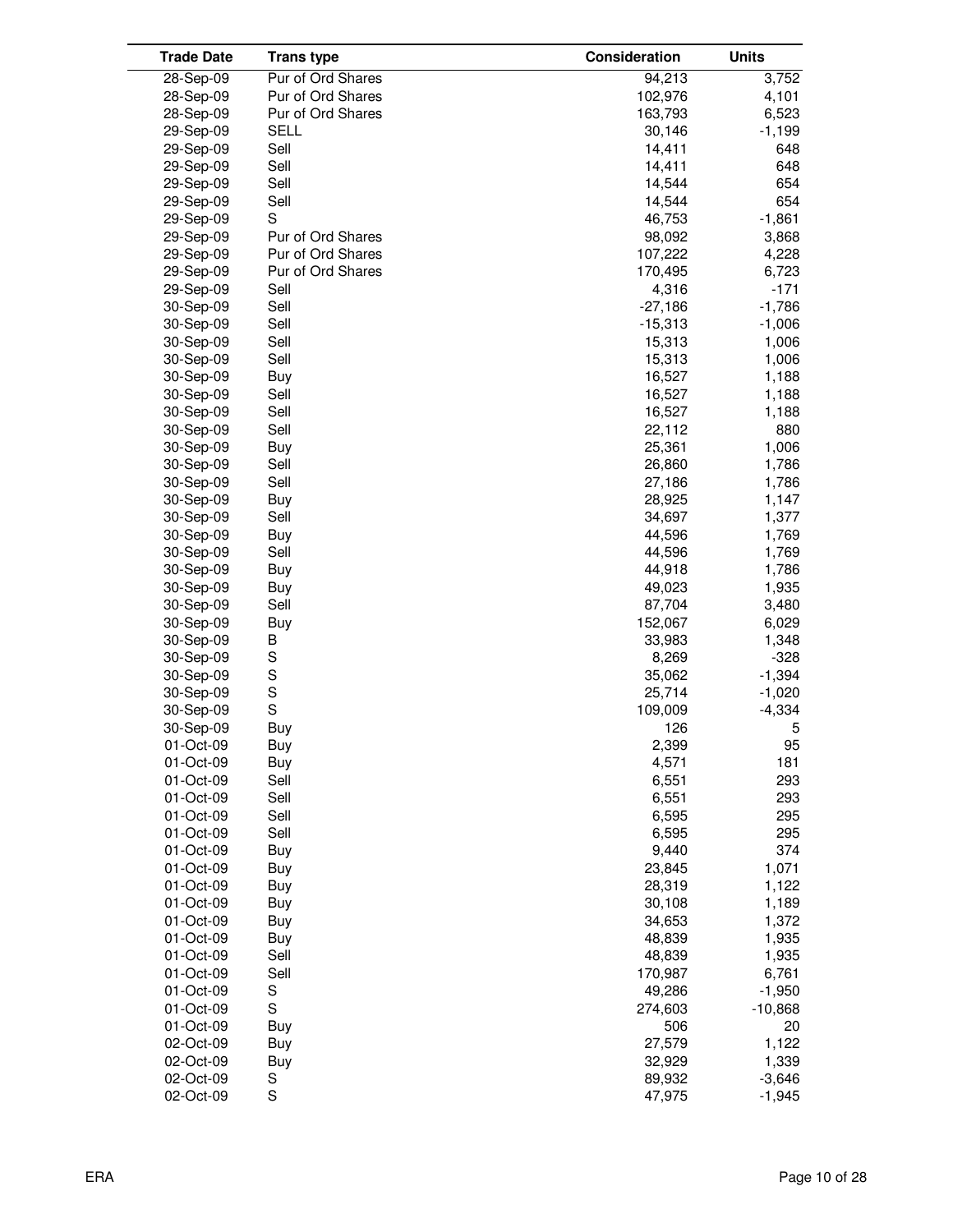| Trade Date | Trans type | Consideration | Units |
|---|---|---|---|
| 28-Sep-09 | Pur of Ord Shares | 94,213 | 3,752 |
| 28-Sep-09 | Pur of Ord Shares | 102,976 | 4,101 |
| 28-Sep-09 | Pur of Ord Shares | 163,793 | 6,523 |
| 29-Sep-09 | SELL | 30,146 | -1,199 |
| 29-Sep-09 | Sell | 14,411 | 648 |
| 29-Sep-09 | Sell | 14,411 | 648 |
| 29-Sep-09 | Sell | 14,544 | 654 |
| 29-Sep-09 | Sell | 14,544 | 654 |
| 29-Sep-09 | S | 46,753 | -1,861 |
| 29-Sep-09 | Pur of Ord Shares | 98,092 | 3,868 |
| 29-Sep-09 | Pur of Ord Shares | 107,222 | 4,228 |
| 29-Sep-09 | Pur of Ord Shares | 170,495 | 6,723 |
| 29-Sep-09 | Sell | 4,316 | -171 |
| 30-Sep-09 | Sell | -27,186 | -1,786 |
| 30-Sep-09 | Sell | -15,313 | -1,006 |
| 30-Sep-09 | Sell | 15,313 | 1,006 |
| 30-Sep-09 | Sell | 15,313 | 1,006 |
| 30-Sep-09 | Buy | 16,527 | 1,188 |
| 30-Sep-09 | Sell | 16,527 | 1,188 |
| 30-Sep-09 | Sell | 16,527 | 1,188 |
| 30-Sep-09 | Sell | 22,112 | 880 |
| 30-Sep-09 | Buy | 25,361 | 1,006 |
| 30-Sep-09 | Sell | 26,860 | 1,786 |
| 30-Sep-09 | Sell | 27,186 | 1,786 |
| 30-Sep-09 | Buy | 28,925 | 1,147 |
| 30-Sep-09 | Sell | 34,697 | 1,377 |
| 30-Sep-09 | Buy | 44,596 | 1,769 |
| 30-Sep-09 | Sell | 44,596 | 1,769 |
| 30-Sep-09 | Buy | 44,918 | 1,786 |
| 30-Sep-09 | Buy | 49,023 | 1,935 |
| 30-Sep-09 | Sell | 87,704 | 3,480 |
| 30-Sep-09 | Buy | 152,067 | 6,029 |
| 30-Sep-09 | B | 33,983 | 1,348 |
| 30-Sep-09 | S | 8,269 | -328 |
| 30-Sep-09 | S | 35,062 | -1,394 |
| 30-Sep-09 | S | 25,714 | -1,020 |
| 30-Sep-09 | S | 109,009 | -4,334 |
| 30-Sep-09 | Buy | 126 | 5 |
| 01-Oct-09 | Buy | 2,399 | 95 |
| 01-Oct-09 | Buy | 4,571 | 181 |
| 01-Oct-09 | Sell | 6,551 | 293 |
| 01-Oct-09 | Sell | 6,551 | 293 |
| 01-Oct-09 | Sell | 6,595 | 295 |
| 01-Oct-09 | Sell | 6,595 | 295 |
| 01-Oct-09 | Buy | 9,440 | 374 |
| 01-Oct-09 | Buy | 23,845 | 1,071 |
| 01-Oct-09 | Buy | 28,319 | 1,122 |
| 01-Oct-09 | Buy | 30,108 | 1,189 |
| 01-Oct-09 | Buy | 34,653 | 1,372 |
| 01-Oct-09 | Buy | 48,839 | 1,935 |
| 01-Oct-09 | Sell | 48,839 | 1,935 |
| 01-Oct-09 | Sell | 170,987 | 6,761 |
| 01-Oct-09 | S | 49,286 | -1,950 |
| 01-Oct-09 | S | 274,603 | -10,868 |
| 01-Oct-09 | Buy | 506 | 20 |
| 02-Oct-09 | Buy | 27,579 | 1,122 |
| 02-Oct-09 | Buy | 32,929 | 1,339 |
| 02-Oct-09 | S | 89,932 | -3,646 |
| 02-Oct-09 | S | 47,975 | -1,945 |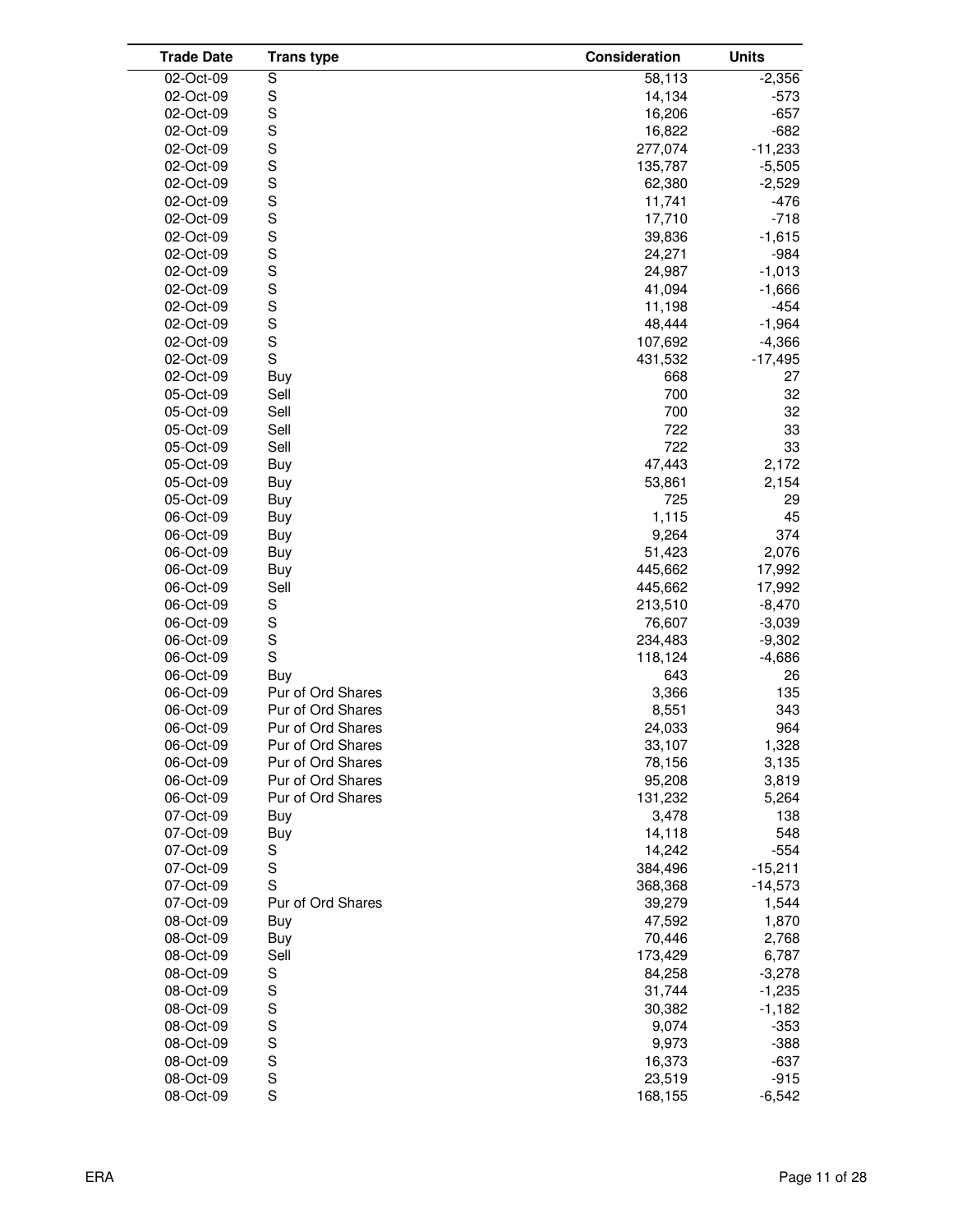| Trade Date | Trans type | Consideration | Units |
|---|---|---|---|
| 02-Oct-09 | S | 58,113 | -2,356 |
| 02-Oct-09 | S | 14,134 | -573 |
| 02-Oct-09 | S | 16,206 | -657 |
| 02-Oct-09 | S | 16,822 | -682 |
| 02-Oct-09 | S | 277,074 | -11,233 |
| 02-Oct-09 | S | 135,787 | -5,505 |
| 02-Oct-09 | S | 62,380 | -2,529 |
| 02-Oct-09 | S | 11,741 | -476 |
| 02-Oct-09 | S | 17,710 | -718 |
| 02-Oct-09 | S | 39,836 | -1,615 |
| 02-Oct-09 | S | 24,271 | -984 |
| 02-Oct-09 | S | 24,987 | -1,013 |
| 02-Oct-09 | S | 41,094 | -1,666 |
| 02-Oct-09 | S | 11,198 | -454 |
| 02-Oct-09 | S | 48,444 | -1,964 |
| 02-Oct-09 | S | 107,692 | -4,366 |
| 02-Oct-09 | S | 431,532 | -17,495 |
| 02-Oct-09 | Buy | 668 | 27 |
| 05-Oct-09 | Sell | 700 | 32 |
| 05-Oct-09 | Sell | 700 | 32 |
| 05-Oct-09 | Sell | 722 | 33 |
| 05-Oct-09 | Sell | 722 | 33 |
| 05-Oct-09 | Buy | 47,443 | 2,172 |
| 05-Oct-09 | Buy | 53,861 | 2,154 |
| 05-Oct-09 | Buy | 725 | 29 |
| 06-Oct-09 | Buy | 1,115 | 45 |
| 06-Oct-09 | Buy | 9,264 | 374 |
| 06-Oct-09 | Buy | 51,423 | 2,076 |
| 06-Oct-09 | Buy | 445,662 | 17,992 |
| 06-Oct-09 | Sell | 445,662 | 17,992 |
| 06-Oct-09 | S | 213,510 | -8,470 |
| 06-Oct-09 | S | 76,607 | -3,039 |
| 06-Oct-09 | S | 234,483 | -9,302 |
| 06-Oct-09 | S | 118,124 | -4,686 |
| 06-Oct-09 | Buy | 643 | 26 |
| 06-Oct-09 | Pur of Ord Shares | 3,366 | 135 |
| 06-Oct-09 | Pur of Ord Shares | 8,551 | 343 |
| 06-Oct-09 | Pur of Ord Shares | 24,033 | 964 |
| 06-Oct-09 | Pur of Ord Shares | 33,107 | 1,328 |
| 06-Oct-09 | Pur of Ord Shares | 78,156 | 3,135 |
| 06-Oct-09 | Pur of Ord Shares | 95,208 | 3,819 |
| 06-Oct-09 | Pur of Ord Shares | 131,232 | 5,264 |
| 07-Oct-09 | Buy | 3,478 | 138 |
| 07-Oct-09 | Buy | 14,118 | 548 |
| 07-Oct-09 | S | 14,242 | -554 |
| 07-Oct-09 | S | 384,496 | -15,211 |
| 07-Oct-09 | S | 368,368 | -14,573 |
| 07-Oct-09 | Pur of Ord Shares | 39,279 | 1,544 |
| 08-Oct-09 | Buy | 47,592 | 1,870 |
| 08-Oct-09 | Buy | 70,446 | 2,768 |
| 08-Oct-09 | Sell | 173,429 | 6,787 |
| 08-Oct-09 | S | 84,258 | -3,278 |
| 08-Oct-09 | S | 31,744 | -1,235 |
| 08-Oct-09 | S | 30,382 | -1,182 |
| 08-Oct-09 | S | 9,074 | -353 |
| 08-Oct-09 | S | 9,973 | -388 |
| 08-Oct-09 | S | 16,373 | -637 |
| 08-Oct-09 | S | 23,519 | -915 |
| 08-Oct-09 | S | 168,155 | -6,542 |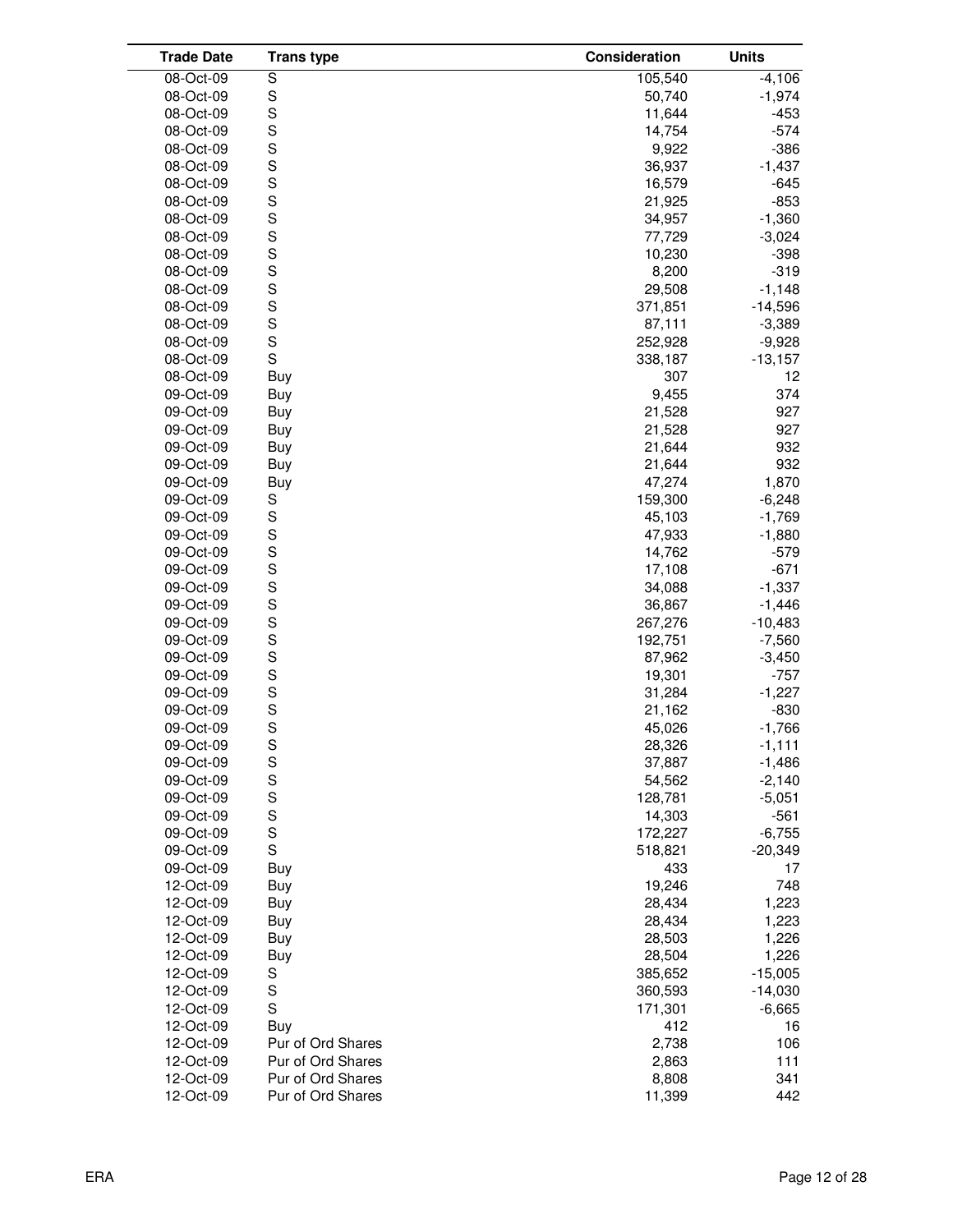| Trade Date | Trans type | Consideration | Units |
|---|---|---|---|
| 08-Oct-09 | S | 105,540 | -4,106 |
| 08-Oct-09 | S | 50,740 | -1,974 |
| 08-Oct-09 | S | 11,644 | -453 |
| 08-Oct-09 | S | 14,754 | -574 |
| 08-Oct-09 | S | 9,922 | -386 |
| 08-Oct-09 | S | 36,937 | -1,437 |
| 08-Oct-09 | S | 16,579 | -645 |
| 08-Oct-09 | S | 21,925 | -853 |
| 08-Oct-09 | S | 34,957 | -1,360 |
| 08-Oct-09 | S | 77,729 | -3,024 |
| 08-Oct-09 | S | 10,230 | -398 |
| 08-Oct-09 | S | 8,200 | -319 |
| 08-Oct-09 | S | 29,508 | -1,148 |
| 08-Oct-09 | S | 371,851 | -14,596 |
| 08-Oct-09 | S | 87,111 | -3,389 |
| 08-Oct-09 | S | 252,928 | -9,928 |
| 08-Oct-09 | S | 338,187 | -13,157 |
| 08-Oct-09 | Buy | 307 | 12 |
| 09-Oct-09 | Buy | 9,455 | 374 |
| 09-Oct-09 | Buy | 21,528 | 927 |
| 09-Oct-09 | Buy | 21,528 | 927 |
| 09-Oct-09 | Buy | 21,644 | 932 |
| 09-Oct-09 | Buy | 21,644 | 932 |
| 09-Oct-09 | Buy | 47,274 | 1,870 |
| 09-Oct-09 | S | 159,300 | -6,248 |
| 09-Oct-09 | S | 45,103 | -1,769 |
| 09-Oct-09 | S | 47,933 | -1,880 |
| 09-Oct-09 | S | 14,762 | -579 |
| 09-Oct-09 | S | 17,108 | -671 |
| 09-Oct-09 | S | 34,088 | -1,337 |
| 09-Oct-09 | S | 36,867 | -1,446 |
| 09-Oct-09 | S | 267,276 | -10,483 |
| 09-Oct-09 | S | 192,751 | -7,560 |
| 09-Oct-09 | S | 87,962 | -3,450 |
| 09-Oct-09 | S | 19,301 | -757 |
| 09-Oct-09 | S | 31,284 | -1,227 |
| 09-Oct-09 | S | 21,162 | -830 |
| 09-Oct-09 | S | 45,026 | -1,766 |
| 09-Oct-09 | S | 28,326 | -1,111 |
| 09-Oct-09 | S | 37,887 | -1,486 |
| 09-Oct-09 | S | 54,562 | -2,140 |
| 09-Oct-09 | S | 128,781 | -5,051 |
| 09-Oct-09 | S | 14,303 | -561 |
| 09-Oct-09 | S | 172,227 | -6,755 |
| 09-Oct-09 | S | 518,821 | -20,349 |
| 09-Oct-09 | Buy | 433 | 17 |
| 12-Oct-09 | Buy | 19,246 | 748 |
| 12-Oct-09 | Buy | 28,434 | 1,223 |
| 12-Oct-09 | Buy | 28,434 | 1,223 |
| 12-Oct-09 | Buy | 28,503 | 1,226 |
| 12-Oct-09 | Buy | 28,504 | 1,226 |
| 12-Oct-09 | S | 385,652 | -15,005 |
| 12-Oct-09 | S | 360,593 | -14,030 |
| 12-Oct-09 | S | 171,301 | -6,665 |
| 12-Oct-09 | Buy | 412 | 16 |
| 12-Oct-09 | Pur of Ord Shares | 2,738 | 106 |
| 12-Oct-09 | Pur of Ord Shares | 2,863 | 111 |
| 12-Oct-09 | Pur of Ord Shares | 8,808 | 341 |
| 12-Oct-09 | Pur of Ord Shares | 11,399 | 442 |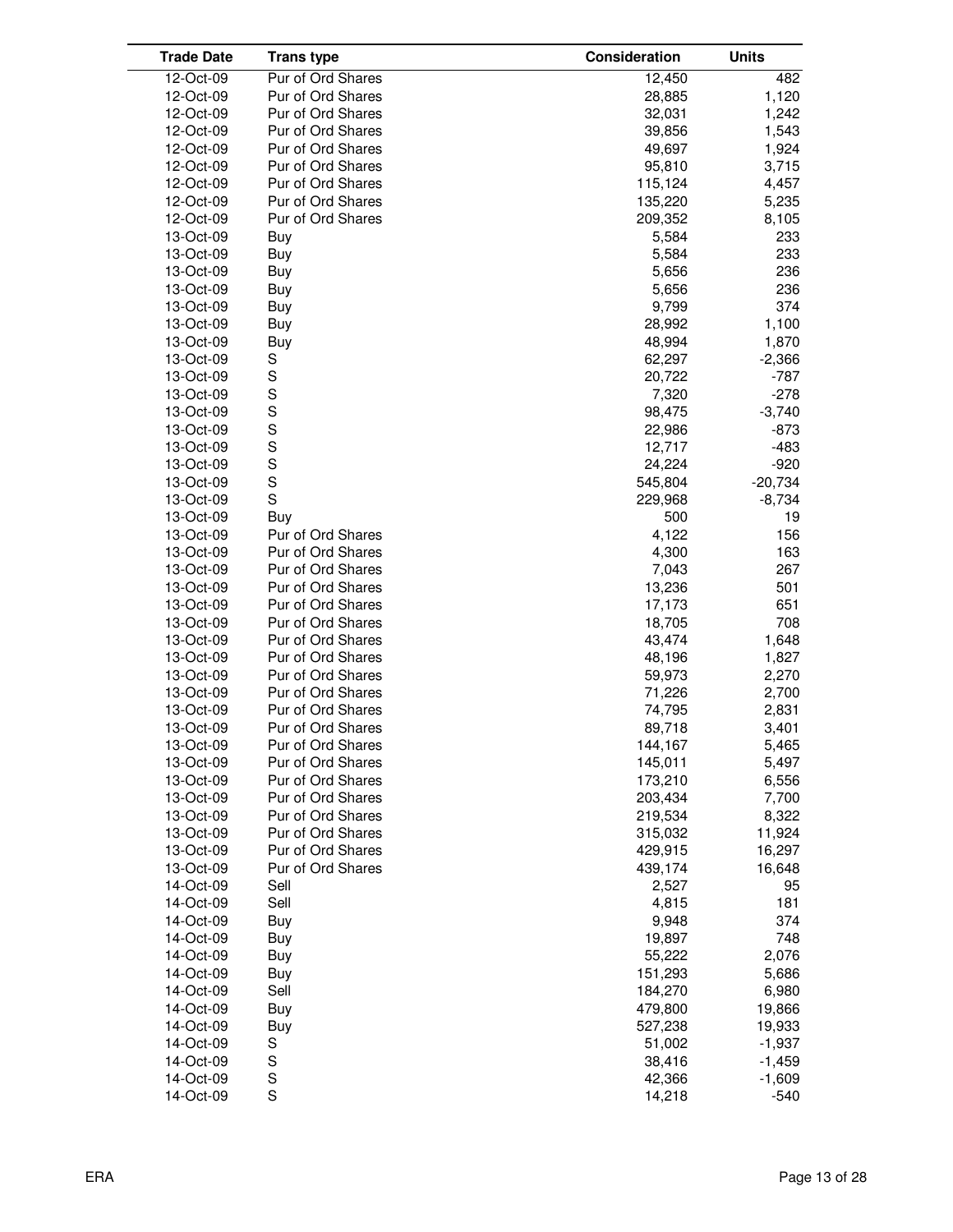| Trade Date | Trans type | Consideration | Units |
|---|---|---|---|
| 12-Oct-09 | Pur of Ord Shares | 12,450 | 482 |
| 12-Oct-09 | Pur of Ord Shares | 28,885 | 1,120 |
| 12-Oct-09 | Pur of Ord Shares | 32,031 | 1,242 |
| 12-Oct-09 | Pur of Ord Shares | 39,856 | 1,543 |
| 12-Oct-09 | Pur of Ord Shares | 49,697 | 1,924 |
| 12-Oct-09 | Pur of Ord Shares | 95,810 | 3,715 |
| 12-Oct-09 | Pur of Ord Shares | 115,124 | 4,457 |
| 12-Oct-09 | Pur of Ord Shares | 135,220 | 5,235 |
| 12-Oct-09 | Pur of Ord Shares | 209,352 | 8,105 |
| 13-Oct-09 | Buy | 5,584 | 233 |
| 13-Oct-09 | Buy | 5,584 | 233 |
| 13-Oct-09 | Buy | 5,656 | 236 |
| 13-Oct-09 | Buy | 5,656 | 236 |
| 13-Oct-09 | Buy | 9,799 | 374 |
| 13-Oct-09 | Buy | 28,992 | 1,100 |
| 13-Oct-09 | Buy | 48,994 | 1,870 |
| 13-Oct-09 | S | 62,297 | -2,366 |
| 13-Oct-09 | S | 20,722 | -787 |
| 13-Oct-09 | S | 7,320 | -278 |
| 13-Oct-09 | S | 98,475 | -3,740 |
| 13-Oct-09 | S | 22,986 | -873 |
| 13-Oct-09 | S | 12,717 | -483 |
| 13-Oct-09 | S | 24,224 | -920 |
| 13-Oct-09 | S | 545,804 | -20,734 |
| 13-Oct-09 | S | 229,968 | -8,734 |
| 13-Oct-09 | Buy | 500 | 19 |
| 13-Oct-09 | Pur of Ord Shares | 4,122 | 156 |
| 13-Oct-09 | Pur of Ord Shares | 4,300 | 163 |
| 13-Oct-09 | Pur of Ord Shares | 7,043 | 267 |
| 13-Oct-09 | Pur of Ord Shares | 13,236 | 501 |
| 13-Oct-09 | Pur of Ord Shares | 17,173 | 651 |
| 13-Oct-09 | Pur of Ord Shares | 18,705 | 708 |
| 13-Oct-09 | Pur of Ord Shares | 43,474 | 1,648 |
| 13-Oct-09 | Pur of Ord Shares | 48,196 | 1,827 |
| 13-Oct-09 | Pur of Ord Shares | 59,973 | 2,270 |
| 13-Oct-09 | Pur of Ord Shares | 71,226 | 2,700 |
| 13-Oct-09 | Pur of Ord Shares | 74,795 | 2,831 |
| 13-Oct-09 | Pur of Ord Shares | 89,718 | 3,401 |
| 13-Oct-09 | Pur of Ord Shares | 144,167 | 5,465 |
| 13-Oct-09 | Pur of Ord Shares | 145,011 | 5,497 |
| 13-Oct-09 | Pur of Ord Shares | 173,210 | 6,556 |
| 13-Oct-09 | Pur of Ord Shares | 203,434 | 7,700 |
| 13-Oct-09 | Pur of Ord Shares | 219,534 | 8,322 |
| 13-Oct-09 | Pur of Ord Shares | 315,032 | 11,924 |
| 13-Oct-09 | Pur of Ord Shares | 429,915 | 16,297 |
| 13-Oct-09 | Pur of Ord Shares | 439,174 | 16,648 |
| 14-Oct-09 | Sell | 2,527 | 95 |
| 14-Oct-09 | Sell | 4,815 | 181 |
| 14-Oct-09 | Buy | 9,948 | 374 |
| 14-Oct-09 | Buy | 19,897 | 748 |
| 14-Oct-09 | Buy | 55,222 | 2,076 |
| 14-Oct-09 | Buy | 151,293 | 5,686 |
| 14-Oct-09 | Sell | 184,270 | 6,980 |
| 14-Oct-09 | Buy | 479,800 | 19,866 |
| 14-Oct-09 | Buy | 527,238 | 19,933 |
| 14-Oct-09 | S | 51,002 | -1,937 |
| 14-Oct-09 | S | 38,416 | -1,459 |
| 14-Oct-09 | S | 42,366 | -1,609 |
| 14-Oct-09 | S | 14,218 | -540 |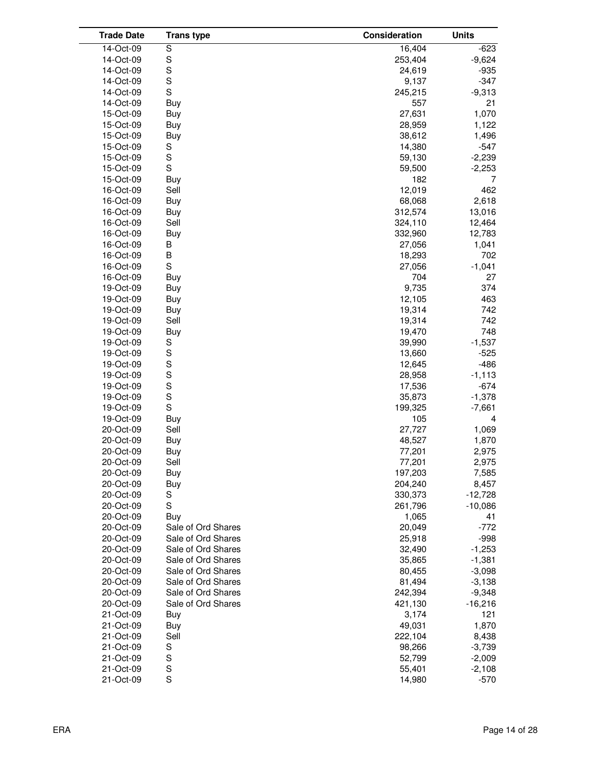| Trade Date | Trans type | Consideration | Units |
|---|---|---|---|
| 14-Oct-09 | S | 16,404 | -623 |
| 14-Oct-09 | S | 253,404 | -9,624 |
| 14-Oct-09 | S | 24,619 | -935 |
| 14-Oct-09 | S | 9,137 | -347 |
| 14-Oct-09 | S | 245,215 | -9,313 |
| 14-Oct-09 | Buy | 557 | 21 |
| 15-Oct-09 | Buy | 27,631 | 1,070 |
| 15-Oct-09 | Buy | 28,959 | 1,122 |
| 15-Oct-09 | Buy | 38,612 | 1,496 |
| 15-Oct-09 | S | 14,380 | -547 |
| 15-Oct-09 | S | 59,130 | -2,239 |
| 15-Oct-09 | S | 59,500 | -2,253 |
| 15-Oct-09 | Buy | 182 | 7 |
| 16-Oct-09 | Sell | 12,019 | 462 |
| 16-Oct-09 | Buy | 68,068 | 2,618 |
| 16-Oct-09 | Buy | 312,574 | 13,016 |
| 16-Oct-09 | Sell | 324,110 | 12,464 |
| 16-Oct-09 | Buy | 332,960 | 12,783 |
| 16-Oct-09 | B | 27,056 | 1,041 |
| 16-Oct-09 | B | 18,293 | 702 |
| 16-Oct-09 | S | 27,056 | -1,041 |
| 16-Oct-09 | Buy | 704 | 27 |
| 19-Oct-09 | Buy | 9,735 | 374 |
| 19-Oct-09 | Buy | 12,105 | 463 |
| 19-Oct-09 | Buy | 19,314 | 742 |
| 19-Oct-09 | Sell | 19,314 | 742 |
| 19-Oct-09 | Buy | 19,470 | 748 |
| 19-Oct-09 | S | 39,990 | -1,537 |
| 19-Oct-09 | S | 13,660 | -525 |
| 19-Oct-09 | S | 12,645 | -486 |
| 19-Oct-09 | S | 28,958 | -1,113 |
| 19-Oct-09 | S | 17,536 | -674 |
| 19-Oct-09 | S | 35,873 | -1,378 |
| 19-Oct-09 | S | 199,325 | -7,661 |
| 19-Oct-09 | Buy | 105 | 4 |
| 20-Oct-09 | Sell | 27,727 | 1,069 |
| 20-Oct-09 | Buy | 48,527 | 1,870 |
| 20-Oct-09 | Buy | 77,201 | 2,975 |
| 20-Oct-09 | Sell | 77,201 | 2,975 |
| 20-Oct-09 | Buy | 197,203 | 7,585 |
| 20-Oct-09 | Buy | 204,240 | 8,457 |
| 20-Oct-09 | S | 330,373 | -12,728 |
| 20-Oct-09 | S | 261,796 | -10,086 |
| 20-Oct-09 | Buy | 1,065 | 41 |
| 20-Oct-09 | Sale of Ord Shares | 20,049 | -772 |
| 20-Oct-09 | Sale of Ord Shares | 25,918 | -998 |
| 20-Oct-09 | Sale of Ord Shares | 32,490 | -1,253 |
| 20-Oct-09 | Sale of Ord Shares | 35,865 | -1,381 |
| 20-Oct-09 | Sale of Ord Shares | 80,455 | -3,098 |
| 20-Oct-09 | Sale of Ord Shares | 81,494 | -3,138 |
| 20-Oct-09 | Sale of Ord Shares | 242,394 | -9,348 |
| 20-Oct-09 | Sale of Ord Shares | 421,130 | -16,216 |
| 21-Oct-09 | Buy | 3,174 | 121 |
| 21-Oct-09 | Buy | 49,031 | 1,870 |
| 21-Oct-09 | Sell | 222,104 | 8,438 |
| 21-Oct-09 | S | 98,266 | -3,739 |
| 21-Oct-09 | S | 52,799 | -2,009 |
| 21-Oct-09 | S | 55,401 | -2,108 |
| 21-Oct-09 | S | 14,980 | -570 |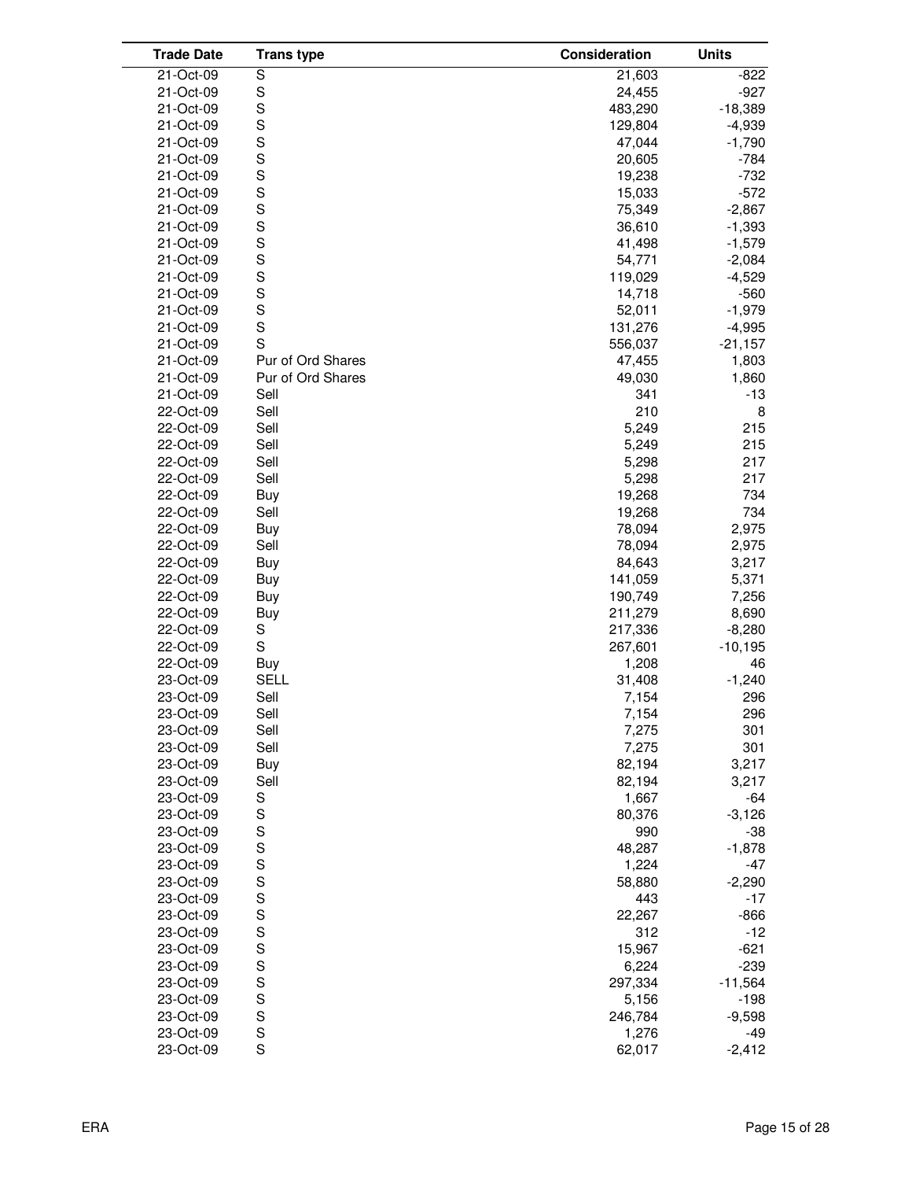| Trade Date | Trans type | Consideration | Units |
|---|---|---|---|
| 21-Oct-09 | S | 21,603 | -822 |
| 21-Oct-09 | S | 24,455 | -927 |
| 21-Oct-09 | S | 483,290 | -18,389 |
| 21-Oct-09 | S | 129,804 | -4,939 |
| 21-Oct-09 | S | 47,044 | -1,790 |
| 21-Oct-09 | S | 20,605 | -784 |
| 21-Oct-09 | S | 19,238 | -732 |
| 21-Oct-09 | S | 15,033 | -572 |
| 21-Oct-09 | S | 75,349 | -2,867 |
| 21-Oct-09 | S | 36,610 | -1,393 |
| 21-Oct-09 | S | 41,498 | -1,579 |
| 21-Oct-09 | S | 54,771 | -2,084 |
| 21-Oct-09 | S | 119,029 | -4,529 |
| 21-Oct-09 | S | 14,718 | -560 |
| 21-Oct-09 | S | 52,011 | -1,979 |
| 21-Oct-09 | S | 131,276 | -4,995 |
| 21-Oct-09 | S | 556,037 | -21,157 |
| 21-Oct-09 | Pur of Ord Shares | 47,455 | 1,803 |
| 21-Oct-09 | Pur of Ord Shares | 49,030 | 1,860 |
| 21-Oct-09 | Sell | 341 | -13 |
| 22-Oct-09 | Sell | 210 | 8 |
| 22-Oct-09 | Sell | 5,249 | 215 |
| 22-Oct-09 | Sell | 5,249 | 215 |
| 22-Oct-09 | Sell | 5,298 | 217 |
| 22-Oct-09 | Sell | 5,298 | 217 |
| 22-Oct-09 | Buy | 19,268 | 734 |
| 22-Oct-09 | Sell | 19,268 | 734 |
| 22-Oct-09 | Buy | 78,094 | 2,975 |
| 22-Oct-09 | Sell | 78,094 | 2,975 |
| 22-Oct-09 | Buy | 84,643 | 3,217 |
| 22-Oct-09 | Buy | 141,059 | 5,371 |
| 22-Oct-09 | Buy | 190,749 | 7,256 |
| 22-Oct-09 | Buy | 211,279 | 8,690 |
| 22-Oct-09 | S | 217,336 | -8,280 |
| 22-Oct-09 | S | 267,601 | -10,195 |
| 22-Oct-09 | Buy | 1,208 | 46 |
| 23-Oct-09 | SELL | 31,408 | -1,240 |
| 23-Oct-09 | Sell | 7,154 | 296 |
| 23-Oct-09 | Sell | 7,154 | 296 |
| 23-Oct-09 | Sell | 7,275 | 301 |
| 23-Oct-09 | Sell | 7,275 | 301 |
| 23-Oct-09 | Buy | 82,194 | 3,217 |
| 23-Oct-09 | Sell | 82,194 | 3,217 |
| 23-Oct-09 | S | 1,667 | -64 |
| 23-Oct-09 | S | 80,376 | -3,126 |
| 23-Oct-09 | S | 990 | -38 |
| 23-Oct-09 | S | 48,287 | -1,878 |
| 23-Oct-09 | S | 1,224 | -47 |
| 23-Oct-09 | S | 58,880 | -2,290 |
| 23-Oct-09 | S | 443 | -17 |
| 23-Oct-09 | S | 22,267 | -866 |
| 23-Oct-09 | S | 312 | -12 |
| 23-Oct-09 | S | 15,967 | -621 |
| 23-Oct-09 | S | 6,224 | -239 |
| 23-Oct-09 | S | 297,334 | -11,564 |
| 23-Oct-09 | S | 5,156 | -198 |
| 23-Oct-09 | S | 246,784 | -9,598 |
| 23-Oct-09 | S | 1,276 | -49 |
| 23-Oct-09 | S | 62,017 | -2,412 |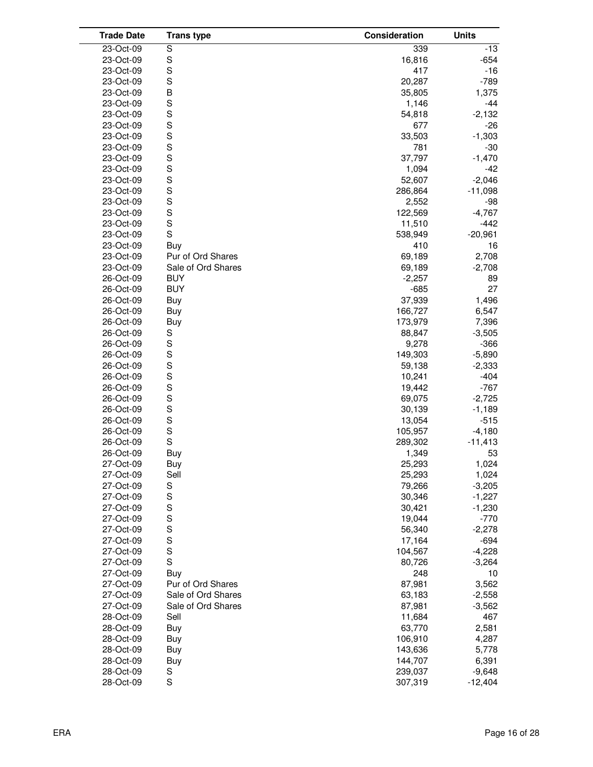| Trade Date | Trans type | Consideration | Units |
|---|---|---|---|
| 23-Oct-09 | S | 339 | -13 |
| 23-Oct-09 | S | 16,816 | -654 |
| 23-Oct-09 | S | 417 | -16 |
| 23-Oct-09 | S | 20,287 | -789 |
| 23-Oct-09 | B | 35,805 | 1,375 |
| 23-Oct-09 | S | 1,146 | -44 |
| 23-Oct-09 | S | 54,818 | -2,132 |
| 23-Oct-09 | S | 677 | -26 |
| 23-Oct-09 | S | 33,503 | -1,303 |
| 23-Oct-09 | S | 781 | -30 |
| 23-Oct-09 | S | 37,797 | -1,470 |
| 23-Oct-09 | S | 1,094 | -42 |
| 23-Oct-09 | S | 52,607 | -2,046 |
| 23-Oct-09 | S | 286,864 | -11,098 |
| 23-Oct-09 | S | 2,552 | -98 |
| 23-Oct-09 | S | 122,569 | -4,767 |
| 23-Oct-09 | S | 11,510 | -442 |
| 23-Oct-09 | S | 538,949 | -20,961 |
| 23-Oct-09 | Buy | 410 | 16 |
| 23-Oct-09 | Pur of Ord Shares | 69,189 | 2,708 |
| 23-Oct-09 | Sale of Ord Shares | 69,189 | -2,708 |
| 26-Oct-09 | BUY | -2,257 | 89 |
| 26-Oct-09 | BUY | -685 | 27 |
| 26-Oct-09 | Buy | 37,939 | 1,496 |
| 26-Oct-09 | Buy | 166,727 | 6,547 |
| 26-Oct-09 | Buy | 173,979 | 7,396 |
| 26-Oct-09 | S | 88,847 | -3,505 |
| 26-Oct-09 | S | 9,278 | -366 |
| 26-Oct-09 | S | 149,303 | -5,890 |
| 26-Oct-09 | S | 59,138 | -2,333 |
| 26-Oct-09 | S | 10,241 | -404 |
| 26-Oct-09 | S | 19,442 | -767 |
| 26-Oct-09 | S | 69,075 | -2,725 |
| 26-Oct-09 | S | 30,139 | -1,189 |
| 26-Oct-09 | S | 13,054 | -515 |
| 26-Oct-09 | S | 105,957 | -4,180 |
| 26-Oct-09 | S | 289,302 | -11,413 |
| 26-Oct-09 | Buy | 1,349 | 53 |
| 27-Oct-09 | Buy | 25,293 | 1,024 |
| 27-Oct-09 | Sell | 25,293 | 1,024 |
| 27-Oct-09 | S | 79,266 | -3,205 |
| 27-Oct-09 | S | 30,346 | -1,227 |
| 27-Oct-09 | S | 30,421 | -1,230 |
| 27-Oct-09 | S | 19,044 | -770 |
| 27-Oct-09 | S | 56,340 | -2,278 |
| 27-Oct-09 | S | 17,164 | -694 |
| 27-Oct-09 | S | 104,567 | -4,228 |
| 27-Oct-09 | S | 80,726 | -3,264 |
| 27-Oct-09 | Buy | 248 | 10 |
| 27-Oct-09 | Pur of Ord Shares | 87,981 | 3,562 |
| 27-Oct-09 | Sale of Ord Shares | 63,183 | -2,558 |
| 27-Oct-09 | Sale of Ord Shares | 87,981 | -3,562 |
| 28-Oct-09 | Sell | 11,684 | 467 |
| 28-Oct-09 | Buy | 63,770 | 2,581 |
| 28-Oct-09 | Buy | 106,910 | 4,287 |
| 28-Oct-09 | Buy | 143,636 | 5,778 |
| 28-Oct-09 | Buy | 144,707 | 6,391 |
| 28-Oct-09 | S | 239,037 | -9,648 |
| 28-Oct-09 | S | 307,319 | -12,404 |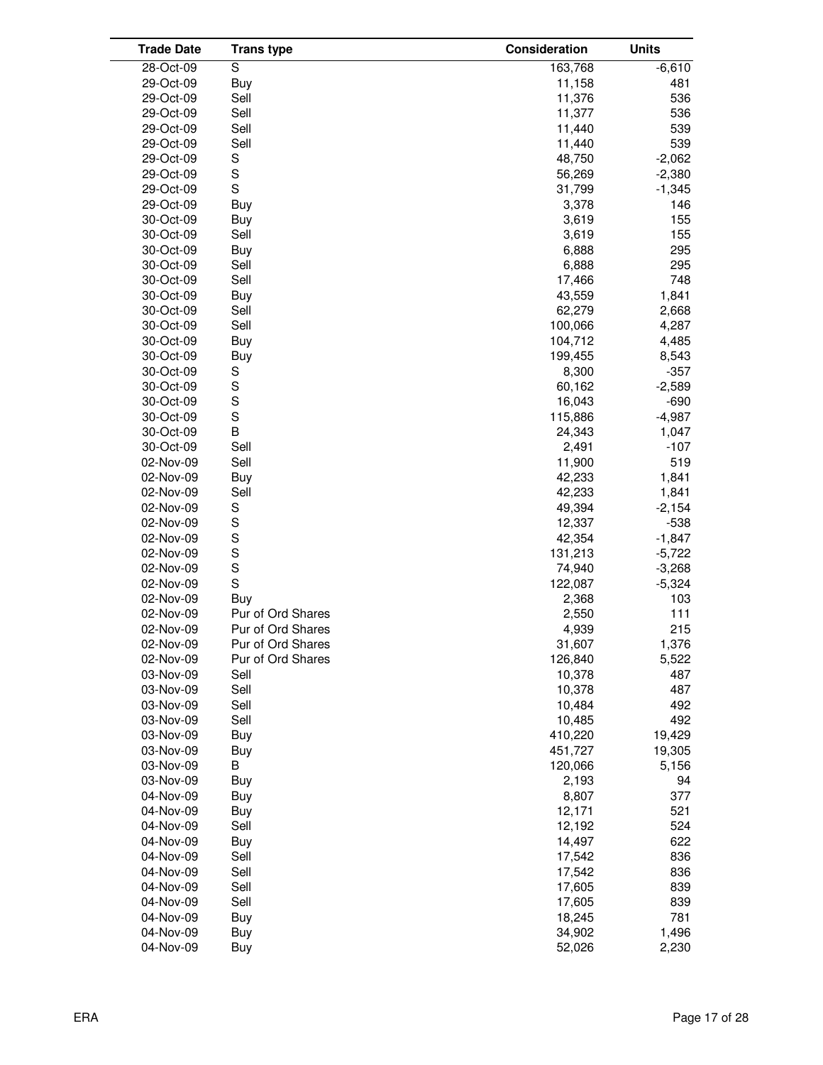| Trade Date | Trans type | Consideration | Units |
|---|---|---|---|
| 28-Oct-09 | S | 163,768 | -6,610 |
| 29-Oct-09 | Buy | 11,158 | 481 |
| 29-Oct-09 | Sell | 11,376 | 536 |
| 29-Oct-09 | Sell | 11,377 | 536 |
| 29-Oct-09 | Sell | 11,440 | 539 |
| 29-Oct-09 | Sell | 11,440 | 539 |
| 29-Oct-09 | S | 48,750 | -2,062 |
| 29-Oct-09 | S | 56,269 | -2,380 |
| 29-Oct-09 | S | 31,799 | -1,345 |
| 29-Oct-09 | Buy | 3,378 | 146 |
| 30-Oct-09 | Buy | 3,619 | 155 |
| 30-Oct-09 | Sell | 3,619 | 155 |
| 30-Oct-09 | Buy | 6,888 | 295 |
| 30-Oct-09 | Sell | 6,888 | 295 |
| 30-Oct-09 | Sell | 17,466 | 748 |
| 30-Oct-09 | Buy | 43,559 | 1,841 |
| 30-Oct-09 | Sell | 62,279 | 2,668 |
| 30-Oct-09 | Sell | 100,066 | 4,287 |
| 30-Oct-09 | Buy | 104,712 | 4,485 |
| 30-Oct-09 | Buy | 199,455 | 8,543 |
| 30-Oct-09 | S | 8,300 | -357 |
| 30-Oct-09 | S | 60,162 | -2,589 |
| 30-Oct-09 | S | 16,043 | -690 |
| 30-Oct-09 | S | 115,886 | -4,987 |
| 30-Oct-09 | B | 24,343 | 1,047 |
| 30-Oct-09 | Sell | 2,491 | -107 |
| 02-Nov-09 | Sell | 11,900 | 519 |
| 02-Nov-09 | Buy | 42,233 | 1,841 |
| 02-Nov-09 | Sell | 42,233 | 1,841 |
| 02-Nov-09 | S | 49,394 | -2,154 |
| 02-Nov-09 | S | 12,337 | -538 |
| 02-Nov-09 | S | 42,354 | -1,847 |
| 02-Nov-09 | S | 131,213 | -5,722 |
| 02-Nov-09 | S | 74,940 | -3,268 |
| 02-Nov-09 | S | 122,087 | -5,324 |
| 02-Nov-09 | Buy | 2,368 | 103 |
| 02-Nov-09 | Pur of Ord Shares | 2,550 | 111 |
| 02-Nov-09 | Pur of Ord Shares | 4,939 | 215 |
| 02-Nov-09 | Pur of Ord Shares | 31,607 | 1,376 |
| 02-Nov-09 | Pur of Ord Shares | 126,840 | 5,522 |
| 03-Nov-09 | Sell | 10,378 | 487 |
| 03-Nov-09 | Sell | 10,378 | 487 |
| 03-Nov-09 | Sell | 10,484 | 492 |
| 03-Nov-09 | Sell | 10,485 | 492 |
| 03-Nov-09 | Buy | 410,220 | 19,429 |
| 03-Nov-09 | Buy | 451,727 | 19,305 |
| 03-Nov-09 | B | 120,066 | 5,156 |
| 03-Nov-09 | Buy | 2,193 | 94 |
| 04-Nov-09 | Buy | 8,807 | 377 |
| 04-Nov-09 | Buy | 12,171 | 521 |
| 04-Nov-09 | Sell | 12,192 | 524 |
| 04-Nov-09 | Buy | 14,497 | 622 |
| 04-Nov-09 | Sell | 17,542 | 836 |
| 04-Nov-09 | Sell | 17,542 | 836 |
| 04-Nov-09 | Sell | 17,605 | 839 |
| 04-Nov-09 | Sell | 17,605 | 839 |
| 04-Nov-09 | Buy | 18,245 | 781 |
| 04-Nov-09 | Buy | 34,902 | 1,496 |
| 04-Nov-09 | Buy | 52,026 | 2,230 |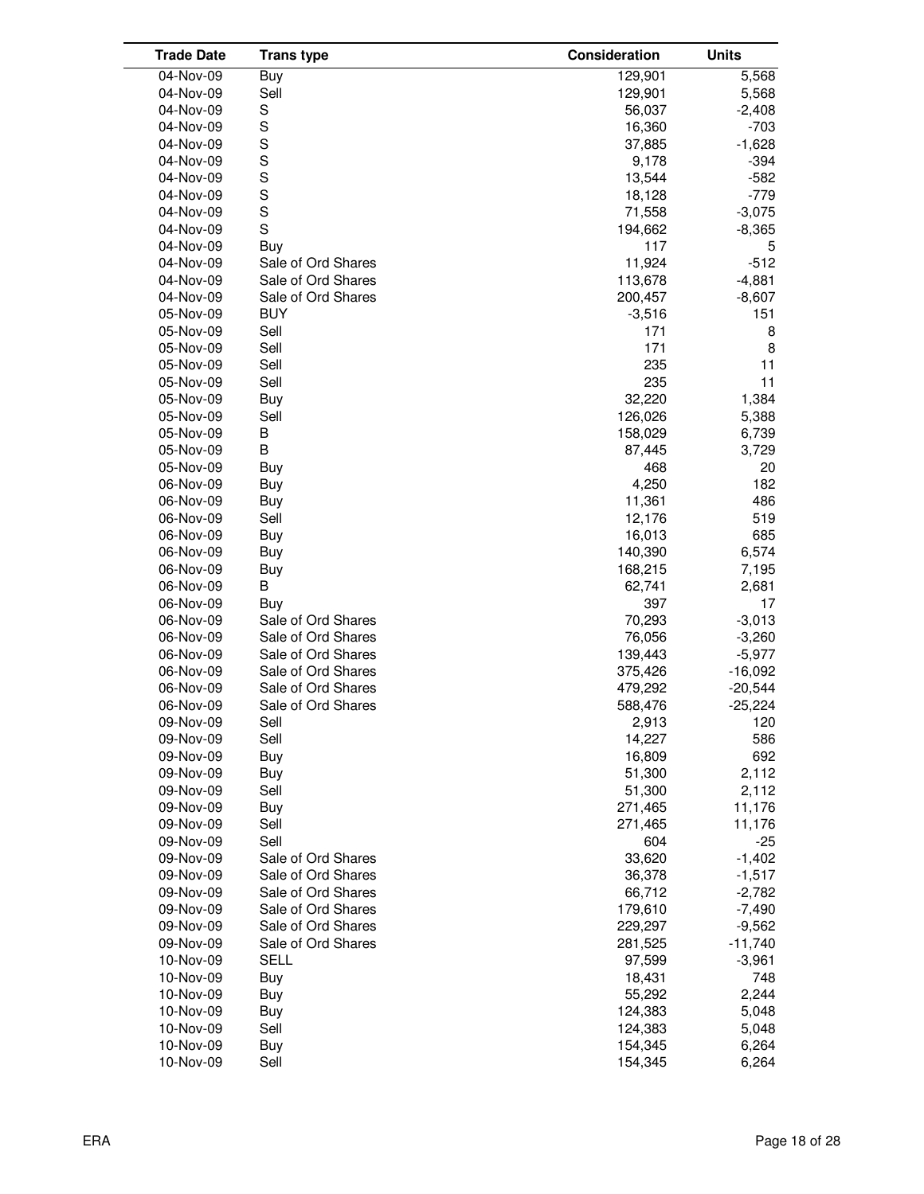| Trade Date | Trans type | Consideration | Units |
|---|---|---|---|
| 04-Nov-09 | Buy | 129,901 | 5,568 |
| 04-Nov-09 | Sell | 129,901 | 5,568 |
| 04-Nov-09 | S | 56,037 | -2,408 |
| 04-Nov-09 | S | 16,360 | -703 |
| 04-Nov-09 | S | 37,885 | -1,628 |
| 04-Nov-09 | S | 9,178 | -394 |
| 04-Nov-09 | S | 13,544 | -582 |
| 04-Nov-09 | S | 18,128 | -779 |
| 04-Nov-09 | S | 71,558 | -3,075 |
| 04-Nov-09 | S | 194,662 | -8,365 |
| 04-Nov-09 | Buy | 117 | 5 |
| 04-Nov-09 | Sale of Ord Shares | 11,924 | -512 |
| 04-Nov-09 | Sale of Ord Shares | 113,678 | -4,881 |
| 04-Nov-09 | Sale of Ord Shares | 200,457 | -8,607 |
| 05-Nov-09 | BUY | -3,516 | 151 |
| 05-Nov-09 | Sell | 171 | 8 |
| 05-Nov-09 | Sell | 171 | 8 |
| 05-Nov-09 | Sell | 235 | 11 |
| 05-Nov-09 | Sell | 235 | 11 |
| 05-Nov-09 | Buy | 32,220 | 1,384 |
| 05-Nov-09 | Sell | 126,026 | 5,388 |
| 05-Nov-09 | B | 158,029 | 6,739 |
| 05-Nov-09 | B | 87,445 | 3,729 |
| 05-Nov-09 | Buy | 468 | 20 |
| 06-Nov-09 | Buy | 4,250 | 182 |
| 06-Nov-09 | Buy | 11,361 | 486 |
| 06-Nov-09 | Sell | 12,176 | 519 |
| 06-Nov-09 | Buy | 16,013 | 685 |
| 06-Nov-09 | Buy | 140,390 | 6,574 |
| 06-Nov-09 | Buy | 168,215 | 7,195 |
| 06-Nov-09 | B | 62,741 | 2,681 |
| 06-Nov-09 | Buy | 397 | 17 |
| 06-Nov-09 | Sale of Ord Shares | 70,293 | -3,013 |
| 06-Nov-09 | Sale of Ord Shares | 76,056 | -3,260 |
| 06-Nov-09 | Sale of Ord Shares | 139,443 | -5,977 |
| 06-Nov-09 | Sale of Ord Shares | 375,426 | -16,092 |
| 06-Nov-09 | Sale of Ord Shares | 479,292 | -20,544 |
| 06-Nov-09 | Sale of Ord Shares | 588,476 | -25,224 |
| 09-Nov-09 | Sell | 2,913 | 120 |
| 09-Nov-09 | Sell | 14,227 | 586 |
| 09-Nov-09 | Buy | 16,809 | 692 |
| 09-Nov-09 | Buy | 51,300 | 2,112 |
| 09-Nov-09 | Sell | 51,300 | 2,112 |
| 09-Nov-09 | Buy | 271,465 | 11,176 |
| 09-Nov-09 | Sell | 271,465 | 11,176 |
| 09-Nov-09 | Sell | 604 | -25 |
| 09-Nov-09 | Sale of Ord Shares | 33,620 | -1,402 |
| 09-Nov-09 | Sale of Ord Shares | 36,378 | -1,517 |
| 09-Nov-09 | Sale of Ord Shares | 66,712 | -2,782 |
| 09-Nov-09 | Sale of Ord Shares | 179,610 | -7,490 |
| 09-Nov-09 | Sale of Ord Shares | 229,297 | -9,562 |
| 09-Nov-09 | Sale of Ord Shares | 281,525 | -11,740 |
| 10-Nov-09 | SELL | 97,599 | -3,961 |
| 10-Nov-09 | Buy | 18,431 | 748 |
| 10-Nov-09 | Buy | 55,292 | 2,244 |
| 10-Nov-09 | Buy | 124,383 | 5,048 |
| 10-Nov-09 | Sell | 124,383 | 5,048 |
| 10-Nov-09 | Buy | 154,345 | 6,264 |
| 10-Nov-09 | Sell | 154,345 | 6,264 |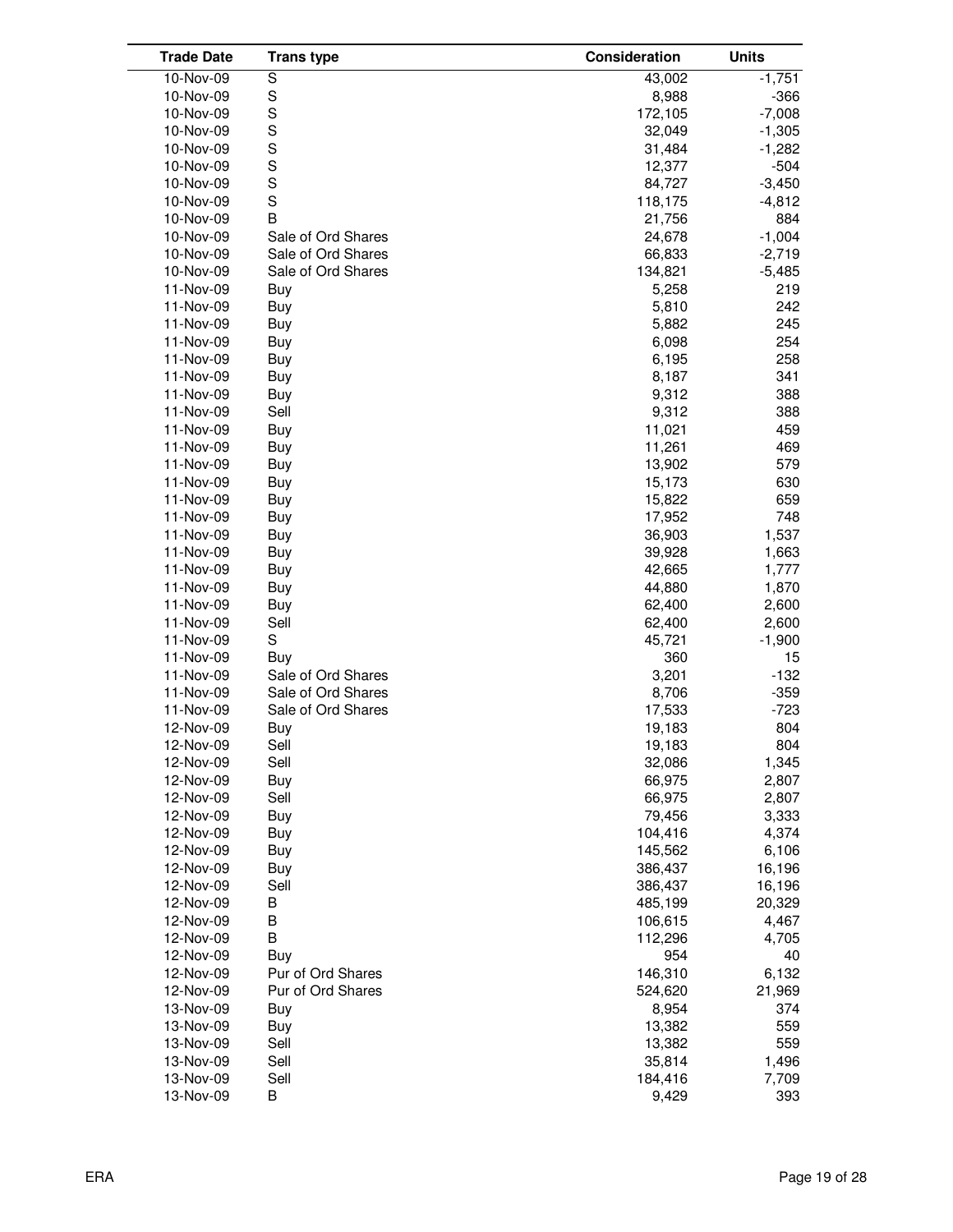| Trade Date | Trans type | Consideration | Units |
|---|---|---|---|
| 10-Nov-09 | S | 43,002 | -1,751 |
| 10-Nov-09 | S | 8,988 | -366 |
| 10-Nov-09 | S | 172,105 | -7,008 |
| 10-Nov-09 | S | 32,049 | -1,305 |
| 10-Nov-09 | S | 31,484 | -1,282 |
| 10-Nov-09 | S | 12,377 | -504 |
| 10-Nov-09 | S | 84,727 | -3,450 |
| 10-Nov-09 | S | 118,175 | -4,812 |
| 10-Nov-09 | B | 21,756 | 884 |
| 10-Nov-09 | Sale of Ord Shares | 24,678 | -1,004 |
| 10-Nov-09 | Sale of Ord Shares | 66,833 | -2,719 |
| 10-Nov-09 | Sale of Ord Shares | 134,821 | -5,485 |
| 11-Nov-09 | Buy | 5,258 | 219 |
| 11-Nov-09 | Buy | 5,810 | 242 |
| 11-Nov-09 | Buy | 5,882 | 245 |
| 11-Nov-09 | Buy | 6,098 | 254 |
| 11-Nov-09 | Buy | 6,195 | 258 |
| 11-Nov-09 | Buy | 8,187 | 341 |
| 11-Nov-09 | Buy | 9,312 | 388 |
| 11-Nov-09 | Sell | 9,312 | 388 |
| 11-Nov-09 | Buy | 11,021 | 459 |
| 11-Nov-09 | Buy | 11,261 | 469 |
| 11-Nov-09 | Buy | 13,902 | 579 |
| 11-Nov-09 | Buy | 15,173 | 630 |
| 11-Nov-09 | Buy | 15,822 | 659 |
| 11-Nov-09 | Buy | 17,952 | 748 |
| 11-Nov-09 | Buy | 36,903 | 1,537 |
| 11-Nov-09 | Buy | 39,928 | 1,663 |
| 11-Nov-09 | Buy | 42,665 | 1,777 |
| 11-Nov-09 | Buy | 44,880 | 1,870 |
| 11-Nov-09 | Buy | 62,400 | 2,600 |
| 11-Nov-09 | Sell | 62,400 | 2,600 |
| 11-Nov-09 | S | 45,721 | -1,900 |
| 11-Nov-09 | Buy | 360 | 15 |
| 11-Nov-09 | Sale of Ord Shares | 3,201 | -132 |
| 11-Nov-09 | Sale of Ord Shares | 8,706 | -359 |
| 11-Nov-09 | Sale of Ord Shares | 17,533 | -723 |
| 12-Nov-09 | Buy | 19,183 | 804 |
| 12-Nov-09 | Sell | 19,183 | 804 |
| 12-Nov-09 | Sell | 32,086 | 1,345 |
| 12-Nov-09 | Buy | 66,975 | 2,807 |
| 12-Nov-09 | Sell | 66,975 | 2,807 |
| 12-Nov-09 | Buy | 79,456 | 3,333 |
| 12-Nov-09 | Buy | 104,416 | 4,374 |
| 12-Nov-09 | Buy | 145,562 | 6,106 |
| 12-Nov-09 | Buy | 386,437 | 16,196 |
| 12-Nov-09 | Sell | 386,437 | 16,196 |
| 12-Nov-09 | B | 485,199 | 20,329 |
| 12-Nov-09 | B | 106,615 | 4,467 |
| 12-Nov-09 | B | 112,296 | 4,705 |
| 12-Nov-09 | Buy | 954 | 40 |
| 12-Nov-09 | Pur of Ord Shares | 146,310 | 6,132 |
| 12-Nov-09 | Pur of Ord Shares | 524,620 | 21,969 |
| 13-Nov-09 | Buy | 8,954 | 374 |
| 13-Nov-09 | Buy | 13,382 | 559 |
| 13-Nov-09 | Sell | 13,382 | 559 |
| 13-Nov-09 | Sell | 35,814 | 1,496 |
| 13-Nov-09 | Sell | 184,416 | 7,709 |
| 13-Nov-09 | B | 9,429 | 393 |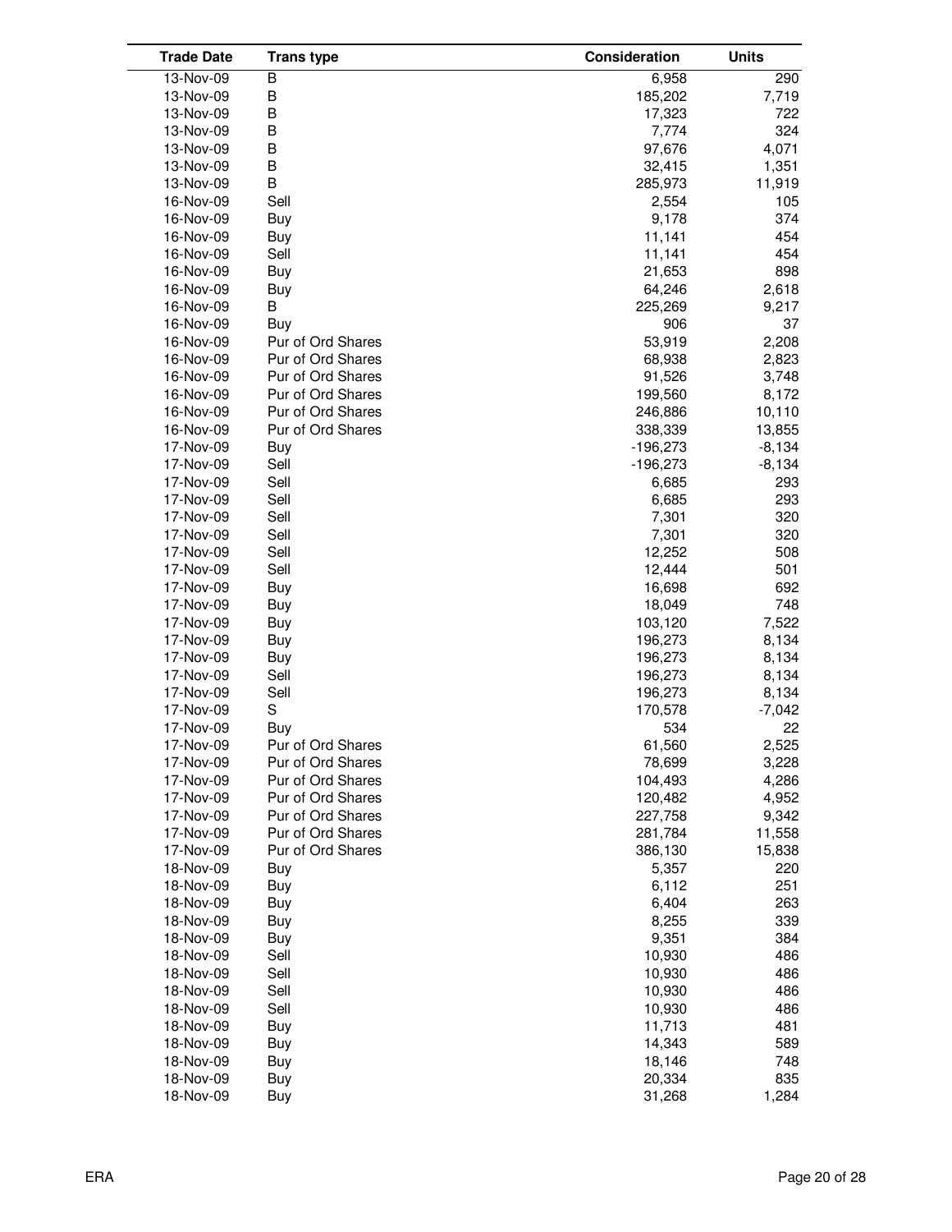| Trade Date | Trans type | Consideration | Units |
|---|---|---|---|
| 13-Nov-09 | B | 6,958 | 290 |
| 13-Nov-09 | B | 185,202 | 7,719 |
| 13-Nov-09 | B | 17,323 | 722 |
| 13-Nov-09 | B | 7,774 | 324 |
| 13-Nov-09 | B | 97,676 | 4,071 |
| 13-Nov-09 | B | 32,415 | 1,351 |
| 13-Nov-09 | B | 285,973 | 11,919 |
| 16-Nov-09 | Sell | 2,554 | 105 |
| 16-Nov-09 | Buy | 9,178 | 374 |
| 16-Nov-09 | Buy | 11,141 | 454 |
| 16-Nov-09 | Sell | 11,141 | 454 |
| 16-Nov-09 | Buy | 21,653 | 898 |
| 16-Nov-09 | Buy | 64,246 | 2,618 |
| 16-Nov-09 | B | 225,269 | 9,217 |
| 16-Nov-09 | Buy | 906 | 37 |
| 16-Nov-09 | Pur of Ord Shares | 53,919 | 2,208 |
| 16-Nov-09 | Pur of Ord Shares | 68,938 | 2,823 |
| 16-Nov-09 | Pur of Ord Shares | 91,526 | 3,748 |
| 16-Nov-09 | Pur of Ord Shares | 199,560 | 8,172 |
| 16-Nov-09 | Pur of Ord Shares | 246,886 | 10,110 |
| 16-Nov-09 | Pur of Ord Shares | 338,339 | 13,855 |
| 17-Nov-09 | Buy | -196,273 | -8,134 |
| 17-Nov-09 | Sell | -196,273 | -8,134 |
| 17-Nov-09 | Sell | 6,685 | 293 |
| 17-Nov-09 | Sell | 6,685 | 293 |
| 17-Nov-09 | Sell | 7,301 | 320 |
| 17-Nov-09 | Sell | 7,301 | 320 |
| 17-Nov-09 | Sell | 12,252 | 508 |
| 17-Nov-09 | Sell | 12,444 | 501 |
| 17-Nov-09 | Buy | 16,698 | 692 |
| 17-Nov-09 | Buy | 18,049 | 748 |
| 17-Nov-09 | Buy | 103,120 | 7,522 |
| 17-Nov-09 | Buy | 196,273 | 8,134 |
| 17-Nov-09 | Buy | 196,273 | 8,134 |
| 17-Nov-09 | Sell | 196,273 | 8,134 |
| 17-Nov-09 | Sell | 196,273 | 8,134 |
| 17-Nov-09 | S | 170,578 | -7,042 |
| 17-Nov-09 | Buy | 534 | 22 |
| 17-Nov-09 | Pur of Ord Shares | 61,560 | 2,525 |
| 17-Nov-09 | Pur of Ord Shares | 78,699 | 3,228 |
| 17-Nov-09 | Pur of Ord Shares | 104,493 | 4,286 |
| 17-Nov-09 | Pur of Ord Shares | 120,482 | 4,952 |
| 17-Nov-09 | Pur of Ord Shares | 227,758 | 9,342 |
| 17-Nov-09 | Pur of Ord Shares | 281,784 | 11,558 |
| 17-Nov-09 | Pur of Ord Shares | 386,130 | 15,838 |
| 18-Nov-09 | Buy | 5,357 | 220 |
| 18-Nov-09 | Buy | 6,112 | 251 |
| 18-Nov-09 | Buy | 6,404 | 263 |
| 18-Nov-09 | Buy | 8,255 | 339 |
| 18-Nov-09 | Buy | 9,351 | 384 |
| 18-Nov-09 | Sell | 10,930 | 486 |
| 18-Nov-09 | Sell | 10,930 | 486 |
| 18-Nov-09 | Sell | 10,930 | 486 |
| 18-Nov-09 | Sell | 10,930 | 486 |
| 18-Nov-09 | Buy | 11,713 | 481 |
| 18-Nov-09 | Buy | 14,343 | 589 |
| 18-Nov-09 | Buy | 18,146 | 748 |
| 18-Nov-09 | Buy | 20,334 | 835 |
| 18-Nov-09 | Buy | 31,268 | 1,284 |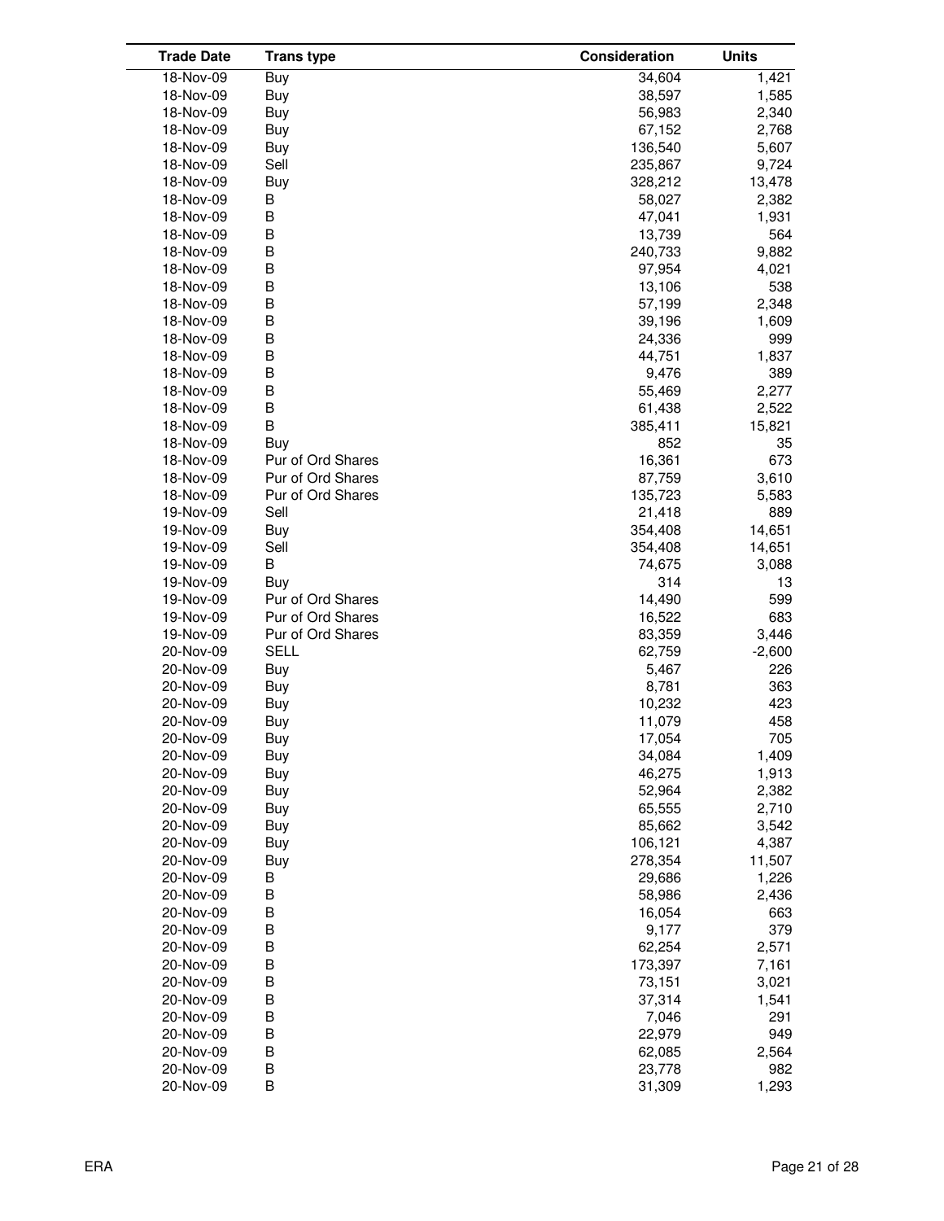| Trade Date | Trans type | Consideration | Units |
|---|---|---|---|
| 18-Nov-09 | Buy | 34,604 | 1,421 |
| 18-Nov-09 | Buy | 38,597 | 1,585 |
| 18-Nov-09 | Buy | 56,983 | 2,340 |
| 18-Nov-09 | Buy | 67,152 | 2,768 |
| 18-Nov-09 | Buy | 136,540 | 5,607 |
| 18-Nov-09 | Sell | 235,867 | 9,724 |
| 18-Nov-09 | Buy | 328,212 | 13,478 |
| 18-Nov-09 | B | 58,027 | 2,382 |
| 18-Nov-09 | B | 47,041 | 1,931 |
| 18-Nov-09 | B | 13,739 | 564 |
| 18-Nov-09 | B | 240,733 | 9,882 |
| 18-Nov-09 | B | 97,954 | 4,021 |
| 18-Nov-09 | B | 13,106 | 538 |
| 18-Nov-09 | B | 57,199 | 2,348 |
| 18-Nov-09 | B | 39,196 | 1,609 |
| 18-Nov-09 | B | 24,336 | 999 |
| 18-Nov-09 | B | 44,751 | 1,837 |
| 18-Nov-09 | B | 9,476 | 389 |
| 18-Nov-09 | B | 55,469 | 2,277 |
| 18-Nov-09 | B | 61,438 | 2,522 |
| 18-Nov-09 | B | 385,411 | 15,821 |
| 18-Nov-09 | Buy | 852 | 35 |
| 18-Nov-09 | Pur of Ord Shares | 16,361 | 673 |
| 18-Nov-09 | Pur of Ord Shares | 87,759 | 3,610 |
| 18-Nov-09 | Pur of Ord Shares | 135,723 | 5,583 |
| 19-Nov-09 | Sell | 21,418 | 889 |
| 19-Nov-09 | Buy | 354,408 | 14,651 |
| 19-Nov-09 | Sell | 354,408 | 14,651 |
| 19-Nov-09 | B | 74,675 | 3,088 |
| 19-Nov-09 | Buy | 314 | 13 |
| 19-Nov-09 | Pur of Ord Shares | 14,490 | 599 |
| 19-Nov-09 | Pur of Ord Shares | 16,522 | 683 |
| 19-Nov-09 | Pur of Ord Shares | 83,359 | 3,446 |
| 20-Nov-09 | SELL | 62,759 | -2,600 |
| 20-Nov-09 | Buy | 5,467 | 226 |
| 20-Nov-09 | Buy | 8,781 | 363 |
| 20-Nov-09 | Buy | 10,232 | 423 |
| 20-Nov-09 | Buy | 11,079 | 458 |
| 20-Nov-09 | Buy | 17,054 | 705 |
| 20-Nov-09 | Buy | 34,084 | 1,409 |
| 20-Nov-09 | Buy | 46,275 | 1,913 |
| 20-Nov-09 | Buy | 52,964 | 2,382 |
| 20-Nov-09 | Buy | 65,555 | 2,710 |
| 20-Nov-09 | Buy | 85,662 | 3,542 |
| 20-Nov-09 | Buy | 106,121 | 4,387 |
| 20-Nov-09 | Buy | 278,354 | 11,507 |
| 20-Nov-09 | B | 29,686 | 1,226 |
| 20-Nov-09 | B | 58,986 | 2,436 |
| 20-Nov-09 | B | 16,054 | 663 |
| 20-Nov-09 | B | 9,177 | 379 |
| 20-Nov-09 | B | 62,254 | 2,571 |
| 20-Nov-09 | B | 173,397 | 7,161 |
| 20-Nov-09 | B | 73,151 | 3,021 |
| 20-Nov-09 | B | 37,314 | 1,541 |
| 20-Nov-09 | B | 7,046 | 291 |
| 20-Nov-09 | B | 22,979 | 949 |
| 20-Nov-09 | B | 62,085 | 2,564 |
| 20-Nov-09 | B | 23,778 | 982 |
| 20-Nov-09 | B | 31,309 | 1,293 |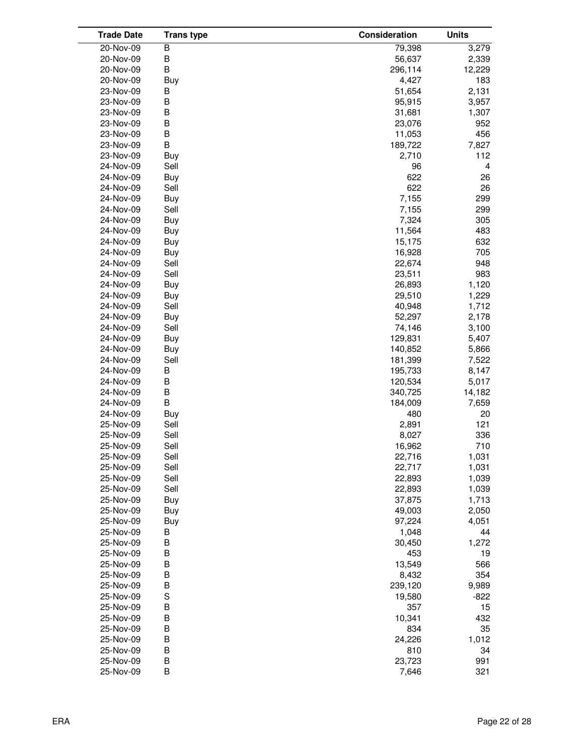| Trade Date | Trans type | Consideration | Units |
|---|---|---|---|
| 20-Nov-09 | B | 79,398 | 3,279 |
| 20-Nov-09 | B | 56,637 | 2,339 |
| 20-Nov-09 | B | 296,114 | 12,229 |
| 20-Nov-09 | Buy | 4,427 | 183 |
| 23-Nov-09 | B | 51,654 | 2,131 |
| 23-Nov-09 | B | 95,915 | 3,957 |
| 23-Nov-09 | B | 31,681 | 1,307 |
| 23-Nov-09 | B | 23,076 | 952 |
| 23-Nov-09 | B | 11,053 | 456 |
| 23-Nov-09 | B | 189,722 | 7,827 |
| 23-Nov-09 | Buy | 2,710 | 112 |
| 24-Nov-09 | Sell | 96 | 4 |
| 24-Nov-09 | Buy | 622 | 26 |
| 24-Nov-09 | Sell | 622 | 26 |
| 24-Nov-09 | Buy | 7,155 | 299 |
| 24-Nov-09 | Sell | 7,155 | 299 |
| 24-Nov-09 | Buy | 7,324 | 305 |
| 24-Nov-09 | Buy | 11,564 | 483 |
| 24-Nov-09 | Buy | 15,175 | 632 |
| 24-Nov-09 | Buy | 16,928 | 705 |
| 24-Nov-09 | Sell | 22,674 | 948 |
| 24-Nov-09 | Sell | 23,511 | 983 |
| 24-Nov-09 | Buy | 26,893 | 1,120 |
| 24-Nov-09 | Buy | 29,510 | 1,229 |
| 24-Nov-09 | Sell | 40,948 | 1,712 |
| 24-Nov-09 | Buy | 52,297 | 2,178 |
| 24-Nov-09 | Sell | 74,146 | 3,100 |
| 24-Nov-09 | Buy | 129,831 | 5,407 |
| 24-Nov-09 | Buy | 140,852 | 5,866 |
| 24-Nov-09 | Sell | 181,399 | 7,522 |
| 24-Nov-09 | B | 195,733 | 8,147 |
| 24-Nov-09 | B | 120,534 | 5,017 |
| 24-Nov-09 | B | 340,725 | 14,182 |
| 24-Nov-09 | B | 184,009 | 7,659 |
| 24-Nov-09 | Buy | 480 | 20 |
| 25-Nov-09 | Sell | 2,891 | 121 |
| 25-Nov-09 | Sell | 8,027 | 336 |
| 25-Nov-09 | Sell | 16,962 | 710 |
| 25-Nov-09 | Sell | 22,716 | 1,031 |
| 25-Nov-09 | Sell | 22,717 | 1,031 |
| 25-Nov-09 | Sell | 22,893 | 1,039 |
| 25-Nov-09 | Sell | 22,893 | 1,039 |
| 25-Nov-09 | Buy | 37,875 | 1,713 |
| 25-Nov-09 | Buy | 49,003 | 2,050 |
| 25-Nov-09 | Buy | 97,224 | 4,051 |
| 25-Nov-09 | B | 1,048 | 44 |
| 25-Nov-09 | B | 30,450 | 1,272 |
| 25-Nov-09 | B | 453 | 19 |
| 25-Nov-09 | B | 13,549 | 566 |
| 25-Nov-09 | B | 8,432 | 354 |
| 25-Nov-09 | B | 239,120 | 9,989 |
| 25-Nov-09 | S | 19,580 | -822 |
| 25-Nov-09 | B | 357 | 15 |
| 25-Nov-09 | B | 10,341 | 432 |
| 25-Nov-09 | B | 834 | 35 |
| 25-Nov-09 | B | 24,226 | 1,012 |
| 25-Nov-09 | B | 810 | 34 |
| 25-Nov-09 | B | 23,723 | 991 |
| 25-Nov-09 | B | 7,646 | 321 |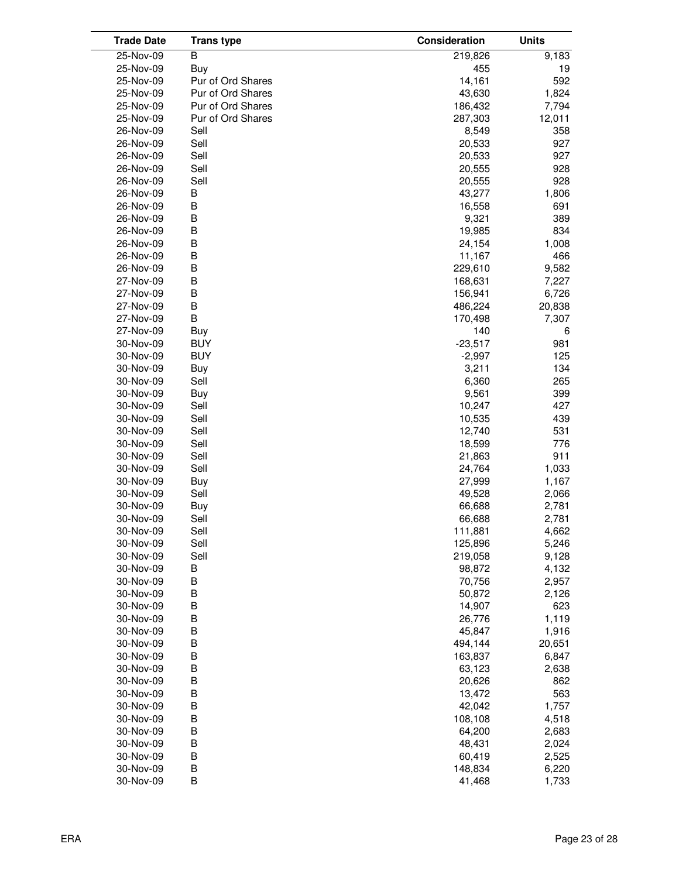| Trade Date | Trans type | Consideration | Units |
|---|---|---|---|
| 25-Nov-09 | B | 219,826 | 9,183 |
| 25-Nov-09 | Buy | 455 | 19 |
| 25-Nov-09 | Pur of Ord Shares | 14,161 | 592 |
| 25-Nov-09 | Pur of Ord Shares | 43,630 | 1,824 |
| 25-Nov-09 | Pur of Ord Shares | 186,432 | 7,794 |
| 25-Nov-09 | Pur of Ord Shares | 287,303 | 12,011 |
| 26-Nov-09 | Sell | 8,549 | 358 |
| 26-Nov-09 | Sell | 20,533 | 927 |
| 26-Nov-09 | Sell | 20,533 | 927 |
| 26-Nov-09 | Sell | 20,555 | 928 |
| 26-Nov-09 | Sell | 20,555 | 928 |
| 26-Nov-09 | B | 43,277 | 1,806 |
| 26-Nov-09 | B | 16,558 | 691 |
| 26-Nov-09 | B | 9,321 | 389 |
| 26-Nov-09 | B | 19,985 | 834 |
| 26-Nov-09 | B | 24,154 | 1,008 |
| 26-Nov-09 | B | 11,167 | 466 |
| 26-Nov-09 | B | 229,610 | 9,582 |
| 27-Nov-09 | B | 168,631 | 7,227 |
| 27-Nov-09 | B | 156,941 | 6,726 |
| 27-Nov-09 | B | 486,224 | 20,838 |
| 27-Nov-09 | B | 170,498 | 7,307 |
| 27-Nov-09 | Buy | 140 | 6 |
| 30-Nov-09 | BUY | -23,517 | 981 |
| 30-Nov-09 | BUY | -2,997 | 125 |
| 30-Nov-09 | Buy | 3,211 | 134 |
| 30-Nov-09 | Sell | 6,360 | 265 |
| 30-Nov-09 | Buy | 9,561 | 399 |
| 30-Nov-09 | Sell | 10,247 | 427 |
| 30-Nov-09 | Sell | 10,535 | 439 |
| 30-Nov-09 | Sell | 12,740 | 531 |
| 30-Nov-09 | Sell | 18,599 | 776 |
| 30-Nov-09 | Sell | 21,863 | 911 |
| 30-Nov-09 | Sell | 24,764 | 1,033 |
| 30-Nov-09 | Buy | 27,999 | 1,167 |
| 30-Nov-09 | Sell | 49,528 | 2,066 |
| 30-Nov-09 | Buy | 66,688 | 2,781 |
| 30-Nov-09 | Sell | 66,688 | 2,781 |
| 30-Nov-09 | Sell | 111,881 | 4,662 |
| 30-Nov-09 | Sell | 125,896 | 5,246 |
| 30-Nov-09 | Sell | 219,058 | 9,128 |
| 30-Nov-09 | B | 98,872 | 4,132 |
| 30-Nov-09 | B | 70,756 | 2,957 |
| 30-Nov-09 | B | 50,872 | 2,126 |
| 30-Nov-09 | B | 14,907 | 623 |
| 30-Nov-09 | B | 26,776 | 1,119 |
| 30-Nov-09 | B | 45,847 | 1,916 |
| 30-Nov-09 | B | 494,144 | 20,651 |
| 30-Nov-09 | B | 163,837 | 6,847 |
| 30-Nov-09 | B | 63,123 | 2,638 |
| 30-Nov-09 | B | 20,626 | 862 |
| 30-Nov-09 | B | 13,472 | 563 |
| 30-Nov-09 | B | 42,042 | 1,757 |
| 30-Nov-09 | B | 108,108 | 4,518 |
| 30-Nov-09 | B | 64,200 | 2,683 |
| 30-Nov-09 | B | 48,431 | 2,024 |
| 30-Nov-09 | B | 60,419 | 2,525 |
| 30-Nov-09 | B | 148,834 | 6,220 |
| 30-Nov-09 | B | 41,468 | 1,733 |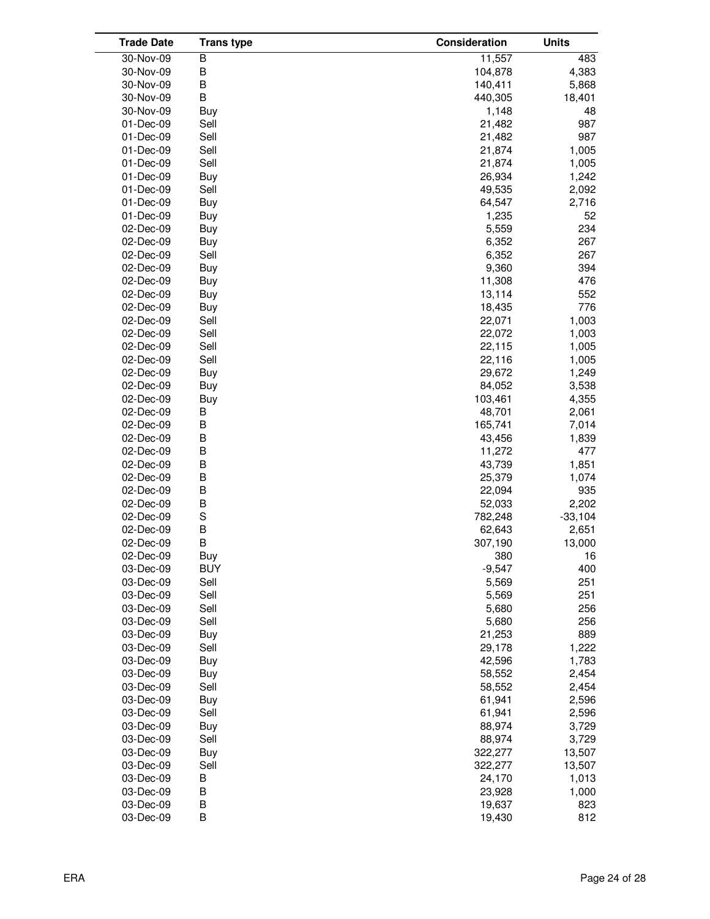| Trade Date | Trans type | Consideration | Units |
|---|---|---|---|
| 30-Nov-09 | B | 11,557 | 483 |
| 30-Nov-09 | B | 104,878 | 4,383 |
| 30-Nov-09 | B | 140,411 | 5,868 |
| 30-Nov-09 | B | 440,305 | 18,401 |
| 30-Nov-09 | Buy | 1,148 | 48 |
| 01-Dec-09 | Sell | 21,482 | 987 |
| 01-Dec-09 | Sell | 21,482 | 987 |
| 01-Dec-09 | Sell | 21,874 | 1,005 |
| 01-Dec-09 | Sell | 21,874 | 1,005 |
| 01-Dec-09 | Buy | 26,934 | 1,242 |
| 01-Dec-09 | Sell | 49,535 | 2,092 |
| 01-Dec-09 | Buy | 64,547 | 2,716 |
| 01-Dec-09 | Buy | 1,235 | 52 |
| 02-Dec-09 | Buy | 5,559 | 234 |
| 02-Dec-09 | Buy | 6,352 | 267 |
| 02-Dec-09 | Sell | 6,352 | 267 |
| 02-Dec-09 | Buy | 9,360 | 394 |
| 02-Dec-09 | Buy | 11,308 | 476 |
| 02-Dec-09 | Buy | 13,114 | 552 |
| 02-Dec-09 | Buy | 18,435 | 776 |
| 02-Dec-09 | Sell | 22,071 | 1,003 |
| 02-Dec-09 | Sell | 22,072 | 1,003 |
| 02-Dec-09 | Sell | 22,115 | 1,005 |
| 02-Dec-09 | Sell | 22,116 | 1,005 |
| 02-Dec-09 | Buy | 29,672 | 1,249 |
| 02-Dec-09 | Buy | 84,052 | 3,538 |
| 02-Dec-09 | Buy | 103,461 | 4,355 |
| 02-Dec-09 | B | 48,701 | 2,061 |
| 02-Dec-09 | B | 165,741 | 7,014 |
| 02-Dec-09 | B | 43,456 | 1,839 |
| 02-Dec-09 | B | 11,272 | 477 |
| 02-Dec-09 | B | 43,739 | 1,851 |
| 02-Dec-09 | B | 25,379 | 1,074 |
| 02-Dec-09 | B | 22,094 | 935 |
| 02-Dec-09 | B | 52,033 | 2,202 |
| 02-Dec-09 | S | 782,248 | -33,104 |
| 02-Dec-09 | B | 62,643 | 2,651 |
| 02-Dec-09 | B | 307,190 | 13,000 |
| 02-Dec-09 | Buy | 380 | 16 |
| 03-Dec-09 | BUY | -9,547 | 400 |
| 03-Dec-09 | Sell | 5,569 | 251 |
| 03-Dec-09 | Sell | 5,569 | 251 |
| 03-Dec-09 | Sell | 5,680 | 256 |
| 03-Dec-09 | Sell | 5,680 | 256 |
| 03-Dec-09 | Buy | 21,253 | 889 |
| 03-Dec-09 | Sell | 29,178 | 1,222 |
| 03-Dec-09 | Buy | 42,596 | 1,783 |
| 03-Dec-09 | Buy | 58,552 | 2,454 |
| 03-Dec-09 | Sell | 58,552 | 2,454 |
| 03-Dec-09 | Buy | 61,941 | 2,596 |
| 03-Dec-09 | Sell | 61,941 | 2,596 |
| 03-Dec-09 | Buy | 88,974 | 3,729 |
| 03-Dec-09 | Sell | 88,974 | 3,729 |
| 03-Dec-09 | Buy | 322,277 | 13,507 |
| 03-Dec-09 | Sell | 322,277 | 13,507 |
| 03-Dec-09 | B | 24,170 | 1,013 |
| 03-Dec-09 | B | 23,928 | 1,000 |
| 03-Dec-09 | B | 19,637 | 823 |
| 03-Dec-09 | B | 19,430 | 812 |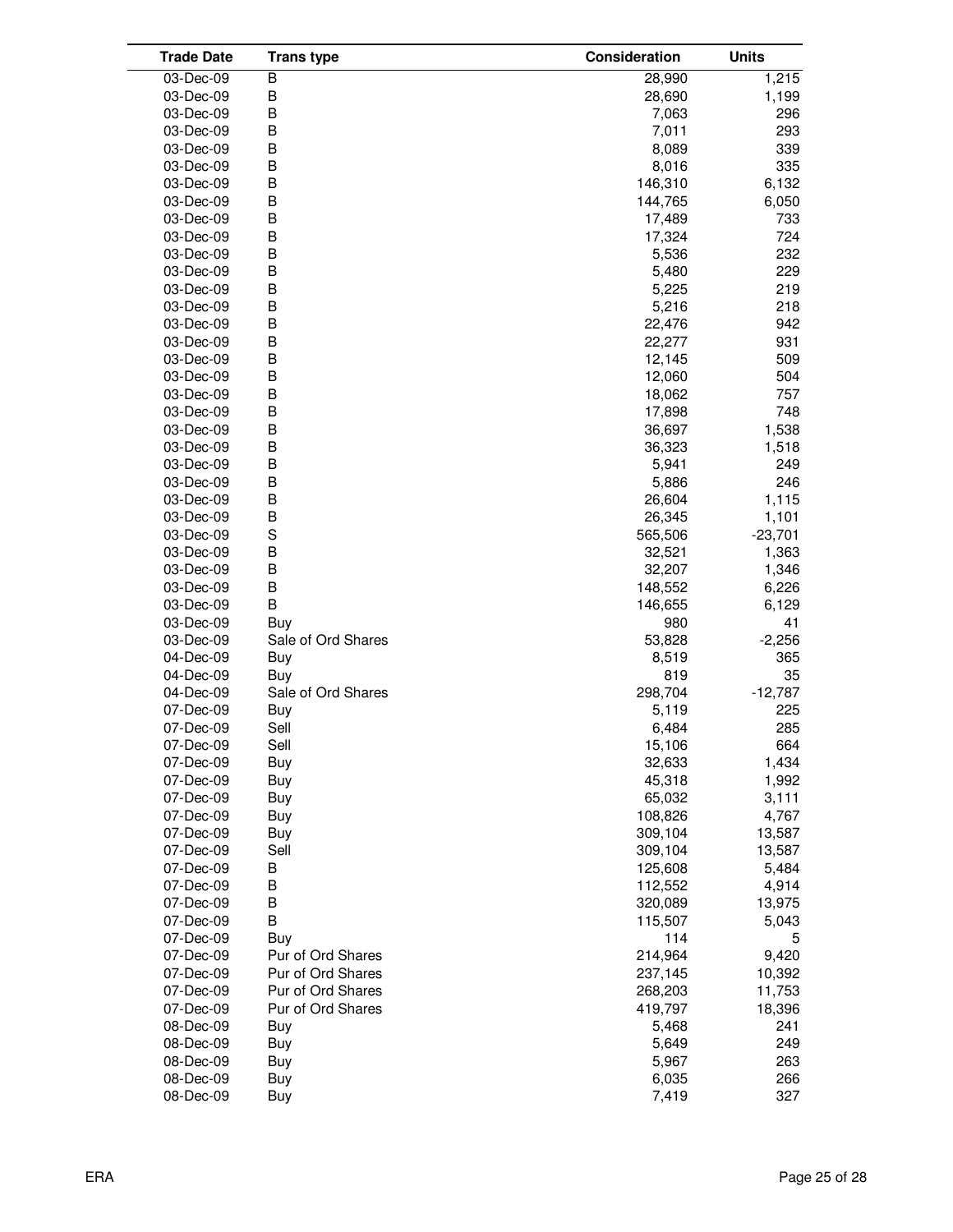| Trade Date | Trans type | Consideration | Units |
|---|---|---|---|
| 03-Dec-09 | B | 28,990 | 1,215 |
| 03-Dec-09 | B | 28,690 | 1,199 |
| 03-Dec-09 | B | 7,063 | 296 |
| 03-Dec-09 | B | 7,011 | 293 |
| 03-Dec-09 | B | 8,089 | 339 |
| 03-Dec-09 | B | 8,016 | 335 |
| 03-Dec-09 | B | 146,310 | 6,132 |
| 03-Dec-09 | B | 144,765 | 6,050 |
| 03-Dec-09 | B | 17,489 | 733 |
| 03-Dec-09 | B | 17,324 | 724 |
| 03-Dec-09 | B | 5,536 | 232 |
| 03-Dec-09 | B | 5,480 | 229 |
| 03-Dec-09 | B | 5,225 | 219 |
| 03-Dec-09 | B | 5,216 | 218 |
| 03-Dec-09 | B | 22,476 | 942 |
| 03-Dec-09 | B | 22,277 | 931 |
| 03-Dec-09 | B | 12,145 | 509 |
| 03-Dec-09 | B | 12,060 | 504 |
| 03-Dec-09 | B | 18,062 | 757 |
| 03-Dec-09 | B | 17,898 | 748 |
| 03-Dec-09 | B | 36,697 | 1,538 |
| 03-Dec-09 | B | 36,323 | 1,518 |
| 03-Dec-09 | B | 5,941 | 249 |
| 03-Dec-09 | B | 5,886 | 246 |
| 03-Dec-09 | B | 26,604 | 1,115 |
| 03-Dec-09 | B | 26,345 | 1,101 |
| 03-Dec-09 | S | 565,506 | -23,701 |
| 03-Dec-09 | B | 32,521 | 1,363 |
| 03-Dec-09 | B | 32,207 | 1,346 |
| 03-Dec-09 | B | 148,552 | 6,226 |
| 03-Dec-09 | B | 146,655 | 6,129 |
| 03-Dec-09 | Buy | 980 | 41 |
| 03-Dec-09 | Sale of Ord Shares | 53,828 | -2,256 |
| 04-Dec-09 | Buy | 8,519 | 365 |
| 04-Dec-09 | Buy | 819 | 35 |
| 04-Dec-09 | Sale of Ord Shares | 298,704 | -12,787 |
| 07-Dec-09 | Buy | 5,119 | 225 |
| 07-Dec-09 | Sell | 6,484 | 285 |
| 07-Dec-09 | Sell | 15,106 | 664 |
| 07-Dec-09 | Buy | 32,633 | 1,434 |
| 07-Dec-09 | Buy | 45,318 | 1,992 |
| 07-Dec-09 | Buy | 65,032 | 3,111 |
| 07-Dec-09 | Buy | 108,826 | 4,767 |
| 07-Dec-09 | Buy | 309,104 | 13,587 |
| 07-Dec-09 | Sell | 309,104 | 13,587 |
| 07-Dec-09 | B | 125,608 | 5,484 |
| 07-Dec-09 | B | 112,552 | 4,914 |
| 07-Dec-09 | B | 320,089 | 13,975 |
| 07-Dec-09 | B | 115,507 | 5,043 |
| 07-Dec-09 | Buy | 114 | 5 |
| 07-Dec-09 | Pur of Ord Shares | 214,964 | 9,420 |
| 07-Dec-09 | Pur of Ord Shares | 237,145 | 10,392 |
| 07-Dec-09 | Pur of Ord Shares | 268,203 | 11,753 |
| 07-Dec-09 | Pur of Ord Shares | 419,797 | 18,396 |
| 08-Dec-09 | Buy | 5,468 | 241 |
| 08-Dec-09 | Buy | 5,649 | 249 |
| 08-Dec-09 | Buy | 5,967 | 263 |
| 08-Dec-09 | Buy | 6,035 | 266 |
| 08-Dec-09 | Buy | 7,419 | 327 |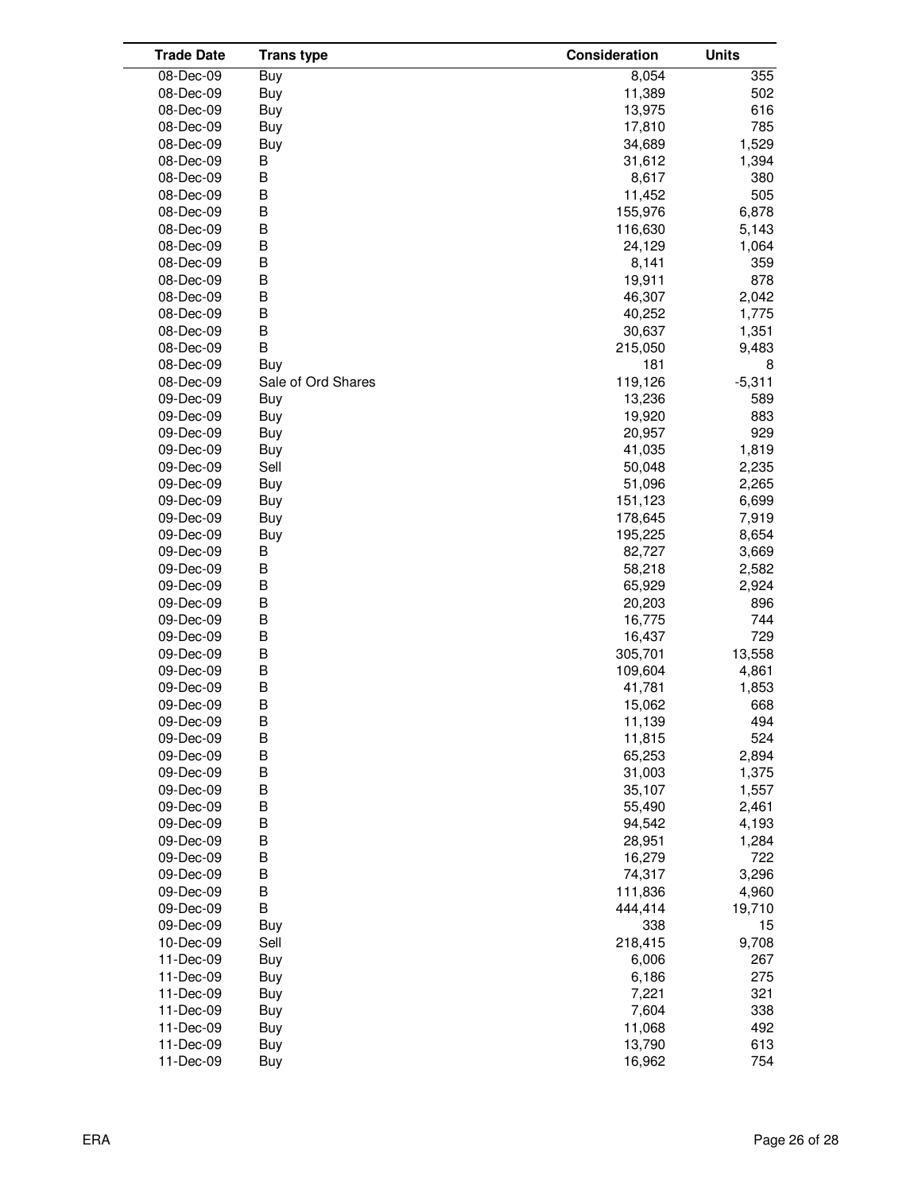| Trade Date | Trans type | Consideration | Units |
|---|---|---|---|
| 08-Dec-09 | Buy | 8,054 | 355 |
| 08-Dec-09 | Buy | 11,389 | 502 |
| 08-Dec-09 | Buy | 13,975 | 616 |
| 08-Dec-09 | Buy | 17,810 | 785 |
| 08-Dec-09 | Buy | 34,689 | 1,529 |
| 08-Dec-09 | B | 31,612 | 1,394 |
| 08-Dec-09 | B | 8,617 | 380 |
| 08-Dec-09 | B | 11,452 | 505 |
| 08-Dec-09 | B | 155,976 | 6,878 |
| 08-Dec-09 | B | 116,630 | 5,143 |
| 08-Dec-09 | B | 24,129 | 1,064 |
| 08-Dec-09 | B | 8,141 | 359 |
| 08-Dec-09 | B | 19,911 | 878 |
| 08-Dec-09 | B | 46,307 | 2,042 |
| 08-Dec-09 | B | 40,252 | 1,775 |
| 08-Dec-09 | B | 30,637 | 1,351 |
| 08-Dec-09 | B | 215,050 | 9,483 |
| 08-Dec-09 | Buy | 181 | 8 |
| 08-Dec-09 | Sale of Ord Shares | 119,126 | -5,311 |
| 09-Dec-09 | Buy | 13,236 | 589 |
| 09-Dec-09 | Buy | 19,920 | 883 |
| 09-Dec-09 | Buy | 20,957 | 929 |
| 09-Dec-09 | Buy | 41,035 | 1,819 |
| 09-Dec-09 | Sell | 50,048 | 2,235 |
| 09-Dec-09 | Buy | 51,096 | 2,265 |
| 09-Dec-09 | Buy | 151,123 | 6,699 |
| 09-Dec-09 | Buy | 178,645 | 7,919 |
| 09-Dec-09 | Buy | 195,225 | 8,654 |
| 09-Dec-09 | B | 82,727 | 3,669 |
| 09-Dec-09 | B | 58,218 | 2,582 |
| 09-Dec-09 | B | 65,929 | 2,924 |
| 09-Dec-09 | B | 20,203 | 896 |
| 09-Dec-09 | B | 16,775 | 744 |
| 09-Dec-09 | B | 16,437 | 729 |
| 09-Dec-09 | B | 305,701 | 13,558 |
| 09-Dec-09 | B | 109,604 | 4,861 |
| 09-Dec-09 | B | 41,781 | 1,853 |
| 09-Dec-09 | B | 15,062 | 668 |
| 09-Dec-09 | B | 11,139 | 494 |
| 09-Dec-09 | B | 11,815 | 524 |
| 09-Dec-09 | B | 65,253 | 2,894 |
| 09-Dec-09 | B | 31,003 | 1,375 |
| 09-Dec-09 | B | 35,107 | 1,557 |
| 09-Dec-09 | B | 55,490 | 2,461 |
| 09-Dec-09 | B | 94,542 | 4,193 |
| 09-Dec-09 | B | 28,951 | 1,284 |
| 09-Dec-09 | B | 16,279 | 722 |
| 09-Dec-09 | B | 74,317 | 3,296 |
| 09-Dec-09 | B | 111,836 | 4,960 |
| 09-Dec-09 | B | 444,414 | 19,710 |
| 09-Dec-09 | Buy | 338 | 15 |
| 10-Dec-09 | Sell | 218,415 | 9,708 |
| 11-Dec-09 | Buy | 6,006 | 267 |
| 11-Dec-09 | Buy | 6,186 | 275 |
| 11-Dec-09 | Buy | 7,221 | 321 |
| 11-Dec-09 | Buy | 7,604 | 338 |
| 11-Dec-09 | Buy | 11,068 | 492 |
| 11-Dec-09 | Buy | 13,790 | 613 |
| 11-Dec-09 | Buy | 16,962 | 754 |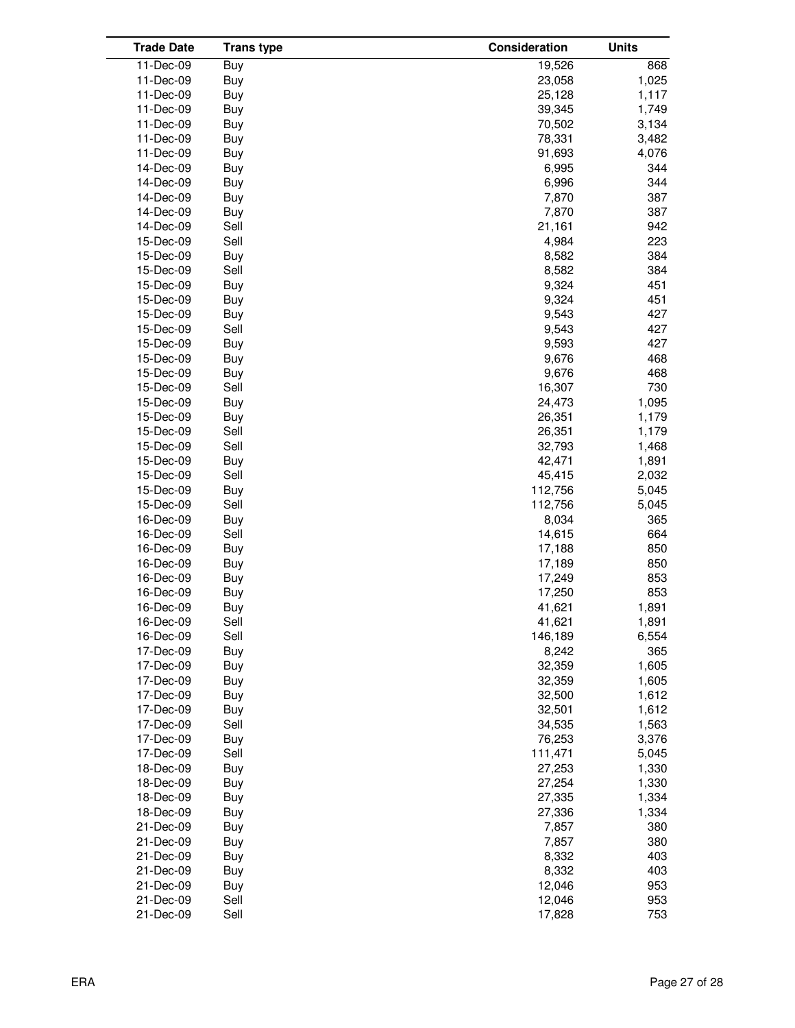| Trade Date | Trans type | Consideration | Units |
|---|---|---|---|
| 11-Dec-09 | Buy | 19,526 | 868 |
| 11-Dec-09 | Buy | 23,058 | 1,025 |
| 11-Dec-09 | Buy | 25,128 | 1,117 |
| 11-Dec-09 | Buy | 39,345 | 1,749 |
| 11-Dec-09 | Buy | 70,502 | 3,134 |
| 11-Dec-09 | Buy | 78,331 | 3,482 |
| 11-Dec-09 | Buy | 91,693 | 4,076 |
| 14-Dec-09 | Buy | 6,995 | 344 |
| 14-Dec-09 | Buy | 6,996 | 344 |
| 14-Dec-09 | Buy | 7,870 | 387 |
| 14-Dec-09 | Buy | 7,870 | 387 |
| 14-Dec-09 | Sell | 21,161 | 942 |
| 15-Dec-09 | Sell | 4,984 | 223 |
| 15-Dec-09 | Buy | 8,582 | 384 |
| 15-Dec-09 | Sell | 8,582 | 384 |
| 15-Dec-09 | Buy | 9,324 | 451 |
| 15-Dec-09 | Buy | 9,324 | 451 |
| 15-Dec-09 | Buy | 9,543 | 427 |
| 15-Dec-09 | Sell | 9,543 | 427 |
| 15-Dec-09 | Buy | 9,593 | 427 |
| 15-Dec-09 | Buy | 9,676 | 468 |
| 15-Dec-09 | Buy | 9,676 | 468 |
| 15-Dec-09 | Sell | 16,307 | 730 |
| 15-Dec-09 | Buy | 24,473 | 1,095 |
| 15-Dec-09 | Buy | 26,351 | 1,179 |
| 15-Dec-09 | Sell | 26,351 | 1,179 |
| 15-Dec-09 | Sell | 32,793 | 1,468 |
| 15-Dec-09 | Buy | 42,471 | 1,891 |
| 15-Dec-09 | Sell | 45,415 | 2,032 |
| 15-Dec-09 | Buy | 112,756 | 5,045 |
| 15-Dec-09 | Sell | 112,756 | 5,045 |
| 16-Dec-09 | Buy | 8,034 | 365 |
| 16-Dec-09 | Sell | 14,615 | 664 |
| 16-Dec-09 | Buy | 17,188 | 850 |
| 16-Dec-09 | Buy | 17,189 | 850 |
| 16-Dec-09 | Buy | 17,249 | 853 |
| 16-Dec-09 | Buy | 17,250 | 853 |
| 16-Dec-09 | Buy | 41,621 | 1,891 |
| 16-Dec-09 | Sell | 41,621 | 1,891 |
| 16-Dec-09 | Sell | 146,189 | 6,554 |
| 17-Dec-09 | Buy | 8,242 | 365 |
| 17-Dec-09 | Buy | 32,359 | 1,605 |
| 17-Dec-09 | Buy | 32,359 | 1,605 |
| 17-Dec-09 | Buy | 32,500 | 1,612 |
| 17-Dec-09 | Buy | 32,501 | 1,612 |
| 17-Dec-09 | Sell | 34,535 | 1,563 |
| 17-Dec-09 | Buy | 76,253 | 3,376 |
| 17-Dec-09 | Sell | 111,471 | 5,045 |
| 18-Dec-09 | Buy | 27,253 | 1,330 |
| 18-Dec-09 | Buy | 27,254 | 1,330 |
| 18-Dec-09 | Buy | 27,335 | 1,334 |
| 18-Dec-09 | Buy | 27,336 | 1,334 |
| 21-Dec-09 | Buy | 7,857 | 380 |
| 21-Dec-09 | Buy | 7,857 | 380 |
| 21-Dec-09 | Buy | 8,332 | 403 |
| 21-Dec-09 | Buy | 8,332 | 403 |
| 21-Dec-09 | Buy | 12,046 | 953 |
| 21-Dec-09 | Sell | 12,046 | 953 |
| 21-Dec-09 | Sell | 17,828 | 753 |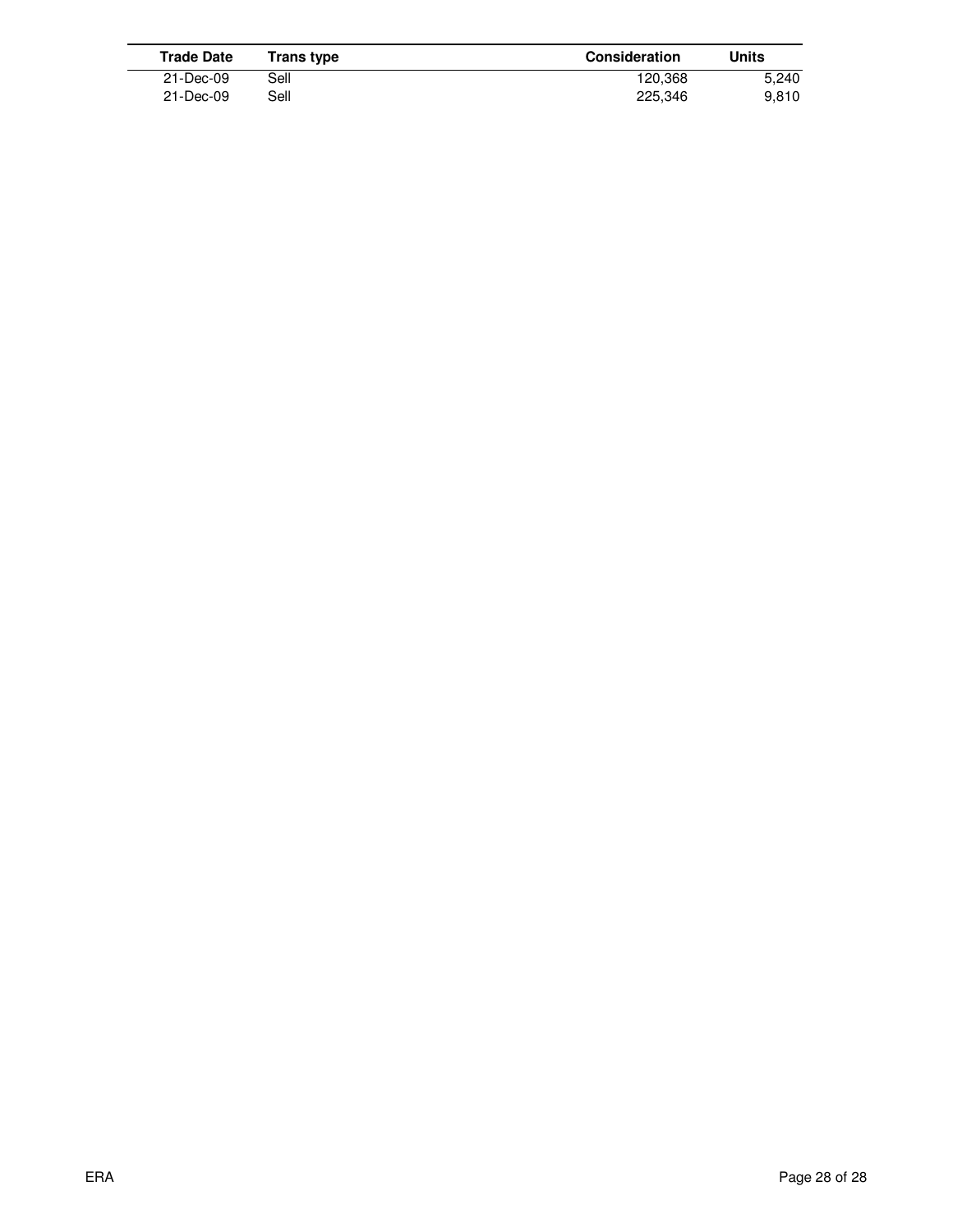| Trade Date | Trans type | Consideration | Units |
|---|---|---|---|
| 21-Dec-09 | Sell | 120,368 | 5,240 |
| 21-Dec-09 | Sell | 225,346 | 9,810 |